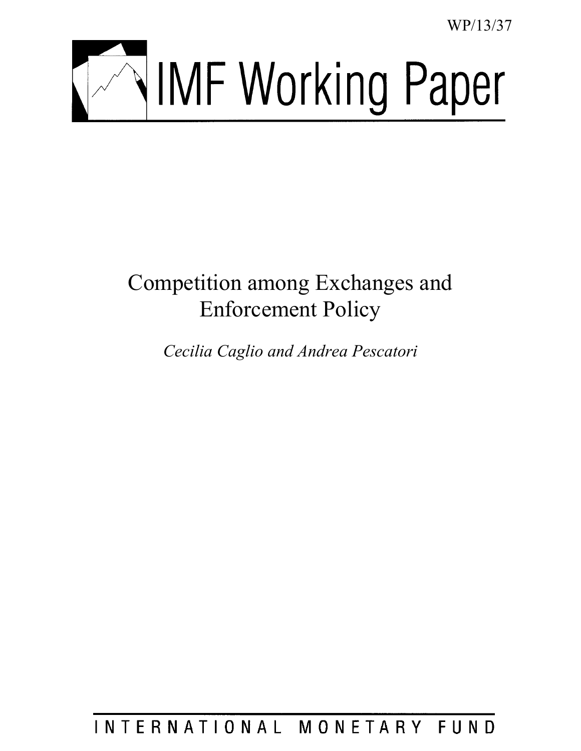WP/13/37

# IMF Working Paper

# Competition among Exchanges and Enforcement Policy

*Cecilia Caglio and Andrea Pescatori*

INTERNATIONAL MONETARY FUND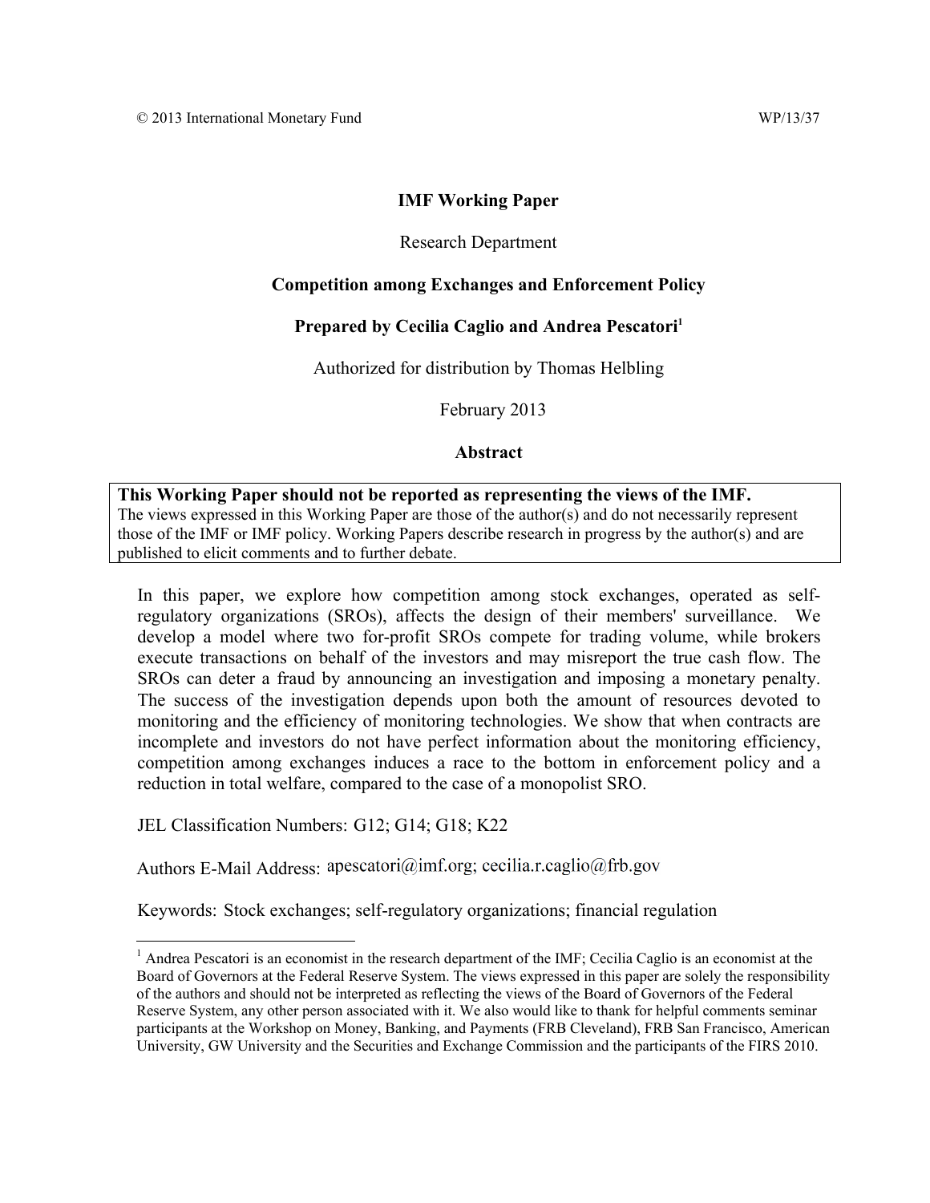© 2013 International Monetary Fund WP/13/37

**IMF Working Paper**

Research Department

**Competition among Exchanges and Enforcement Policy**

**Prepared by Cecilia Caglio and Andrea Pescatori[1]**

Authorized for distribution by Thomas Helbling

February 2013

**Abstract**

**This Working Paper should not be reported as representing the views of the IMF.**
The views expressed in this Working Paper are those of the author(s) and do not necessarily represent those of the IMF or IMF policy. Working Papers describe research in progress by the author(s) and are published to elicit comments and to further debate.

In this paper, we explore how competition among stock exchanges, operated as self-regulatory organizations (SROs), affects the design of their members' surveillance. We develop a model where two for-profit SROs compete for trading volume, while brokers execute transactions on behalf of the investors and may misreport the true cash flow. The SROs can deter a fraud by announcing an investigation and imposing a monetary penalty. The success of the investigation depends upon both the amount of resources devoted to monitoring and the efficiency of monitoring technologies. We show that when contracts are incomplete and investors do not have perfect information about the monitoring efficiency, competition among exchanges induces a race to the bottom in enforcement policy and a reduction in total welfare, compared to the case of a monopolist SRO.

JEL Classification Numbers: G12; G14; G18; K22

Authors E-Mail Address: apescatori@imf.org; cecilia.r.caglio@frb.gov

Keywords: Stock exchanges; self-regulatory organizations; financial regulation

[1] Andrea Pescatori is an economist in the research department of the IMF; Cecilia Caglio is an economist at the Board of Governors at the Federal Reserve System. The views expressed in this paper are solely the responsibility of the authors and should not be interpreted as reflecting the views of the Board of Governors of the Federal Reserve System, any other person associated with it. We also would like to thank for helpful comments seminar participants at the Workshop on Money, Banking, and Payments (FRB Cleveland), FRB San Francisco, American University, GW University and the Securities and Exchange Commission and the participants of the FIRS 2010.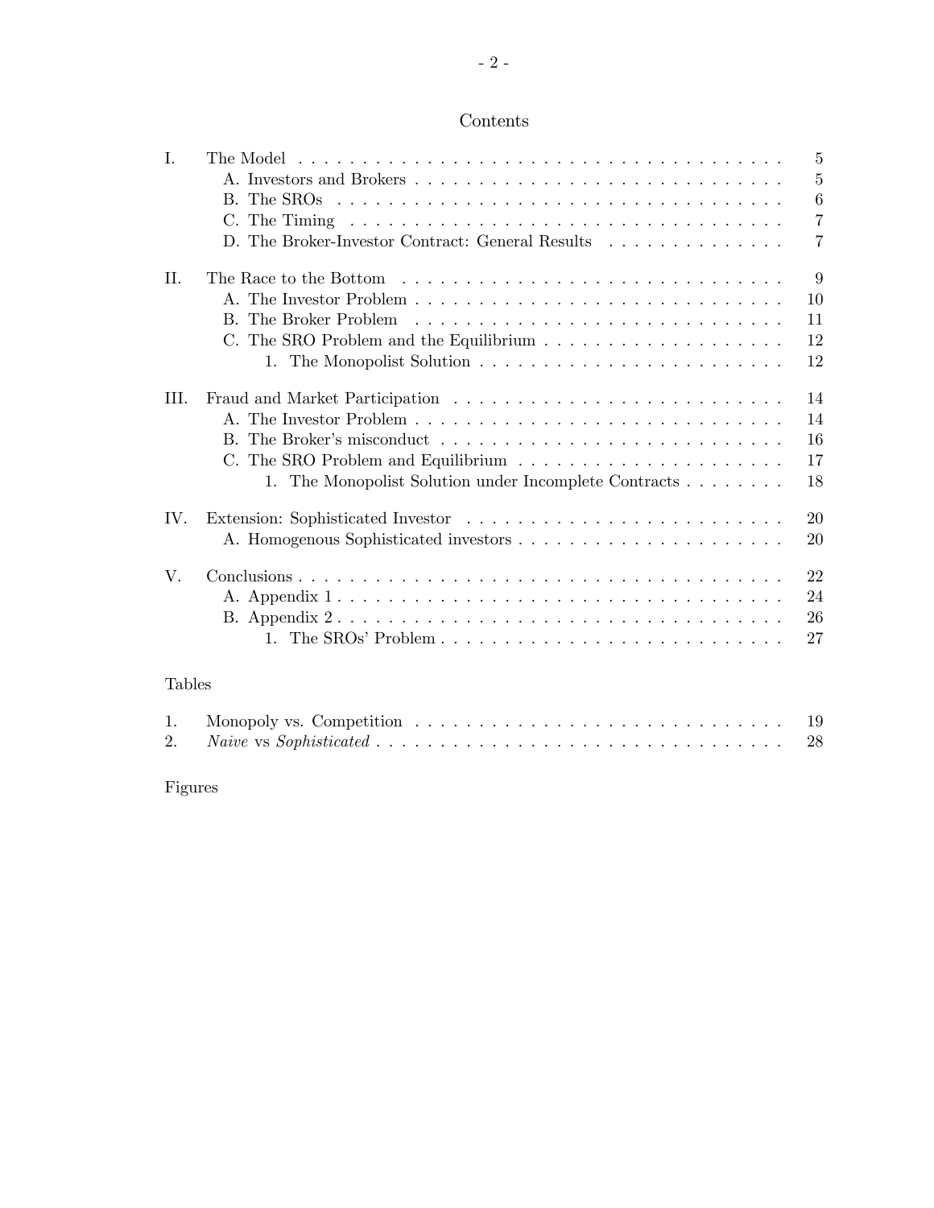# Contents

| | | |
|---|---|---|
| I. | The Model | 5 |
| | A. Investors and Brokers | 5 |
| | B. The SROs | 6 |
| | C. The Timing | 7 |
| | D. The Broker-Investor Contract: General Results | 7 |
| II. | The Race to the Bottom | 9 |
| | A. The Investor Problem | 10 |
| | B. The Broker Problem | 11 |
| | C. The SRO Problem and the Equilibrium | 12 |
| | 1. The Monopolist Solution | 12 |
| III. | Fraud and Market Participation | 14 |
| | A. The Investor Problem | 14 |
| | B. The Broker's misconduct | 16 |
| | C. The SRO Problem and Equilibrium | 17 |
| | 1. The Monopolist Solution under Incomplete Contracts | 18 |
| IV. | Extension: Sophisticated Investor | 20 |
| | A. Homogenous Sophisticated investors | 20 |
| V. | Conclusions | 22 |
| | A. Appendix 1 | 24 |
| | B. Appendix 2 | 26 |
| | 1. The SROs' Problem | 27 |

Tables

| | | |
|---|---|---|
| 1. | Monopoly vs. Competition | 19 |
| 2. | *Naive* vs *Sophisticated* | 28 |

Figures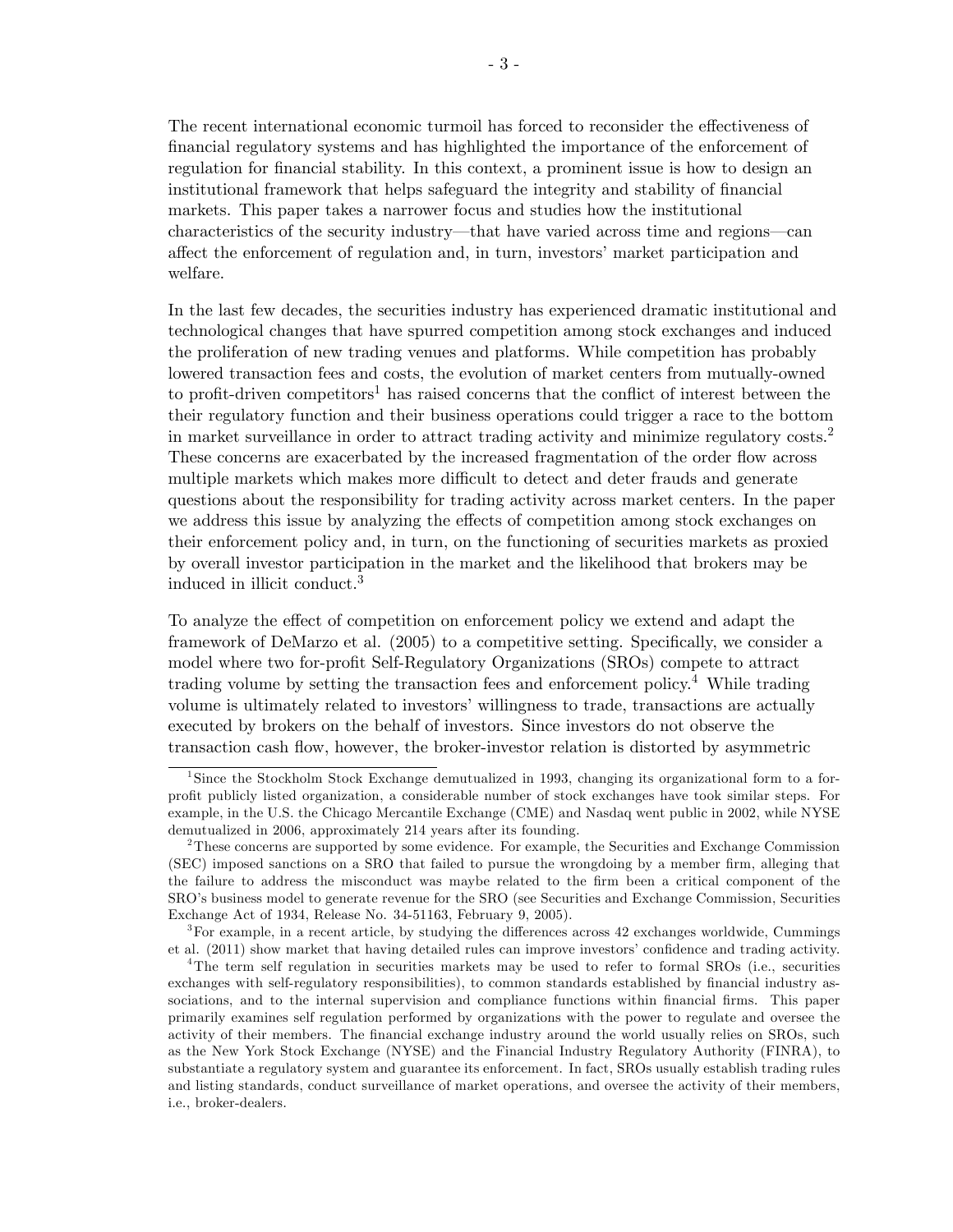The recent international economic turmoil has forced to reconsider the effectiveness of financial regulatory systems and has highlighted the importance of the enforcement of regulation for financial stability. In this context, a prominent issue is how to design an institutional framework that helps safeguard the integrity and stability of financial markets. This paper takes a narrower focus and studies how the institutional characteristics of the security industry—that have varied across time and regions—can affect the enforcement of regulation and, in turn, investors' market participation and welfare.

In the last few decades, the securities industry has experienced dramatic institutional and technological changes that have spurred competition among stock exchanges and induced the proliferation of new trading venues and platforms. While competition has probably lowered transaction fees and costs, the evolution of market centers from mutually-owned to profit-driven competitors[1] has raised concerns that the conflict of interest between the their regulatory function and their business operations could trigger a race to the bottom in market surveillance in order to attract trading activity and minimize regulatory costs.[2] These concerns are exacerbated by the increased fragmentation of the order flow across multiple markets which makes more difficult to detect and deter frauds and generate questions about the responsibility for trading activity across market centers. In the paper we address this issue by analyzing the effects of competition among stock exchanges on their enforcement policy and, in turn, on the functioning of securities markets as proxied by overall investor participation in the market and the likelihood that brokers may be induced in illicit conduct.[3]

To analyze the effect of competition on enforcement policy we extend and adapt the framework of DeMarzo et al. (2005) to a competitive setting. Specifically, we consider a model where two for-profit Self-Regulatory Organizations (SROs) compete to attract trading volume by setting the transaction fees and enforcement policy.[4] While trading volume is ultimately related to investors' willingness to trade, transactions are actually executed by brokers on the behalf of investors. Since investors do not observe the transaction cash flow, however, the broker-investor relation is distorted by asymmetric

[1] Since the Stockholm Stock Exchange demutualized in 1993, changing its organizational form to a for-profit publicly listed organization, a considerable number of stock exchanges have took similar steps. For example, in the U.S. the Chicago Mercantile Exchange (CME) and Nasdaq went public in 2002, while NYSE demutualized in 2006, approximately 214 years after its founding.

[2] These concerns are supported by some evidence. For example, the Securities and Exchange Commission (SEC) imposed sanctions on a SRO that failed to pursue the wrongdoing by a member firm, alleging that the failure to address the misconduct was maybe related to the firm been a critical component of the SRO's business model to generate revenue for the SRO (see Securities and Exchange Commission, Securities Exchange Act of 1934, Release No. 34-51163, February 9, 2005).

[3] For example, in a recent article, by studying the differences across 42 exchanges worldwide, Cummings et al. (2011) show market that having detailed rules can improve investors' confidence and trading activity.

[4] The term self regulation in securities markets may be used to refer to formal SROs (i.e., securities exchanges with self-regulatory responsibilities), to common standards established by financial industry associations, and to the internal supervision and compliance functions within financial firms. This paper primarily examines self regulation performed by organizations with the power to regulate and oversee the activity of their members. The financial exchange industry around the world usually relies on SROs, such as the New York Stock Exchange (NYSE) and the Financial Industry Regulatory Authority (FINRA), to substantiate a regulatory system and guarantee its enforcement. In fact, SROs usually establish trading rules and listing standards, conduct surveillance of market operations, and oversee the activity of their members, i.e., broker-dealers.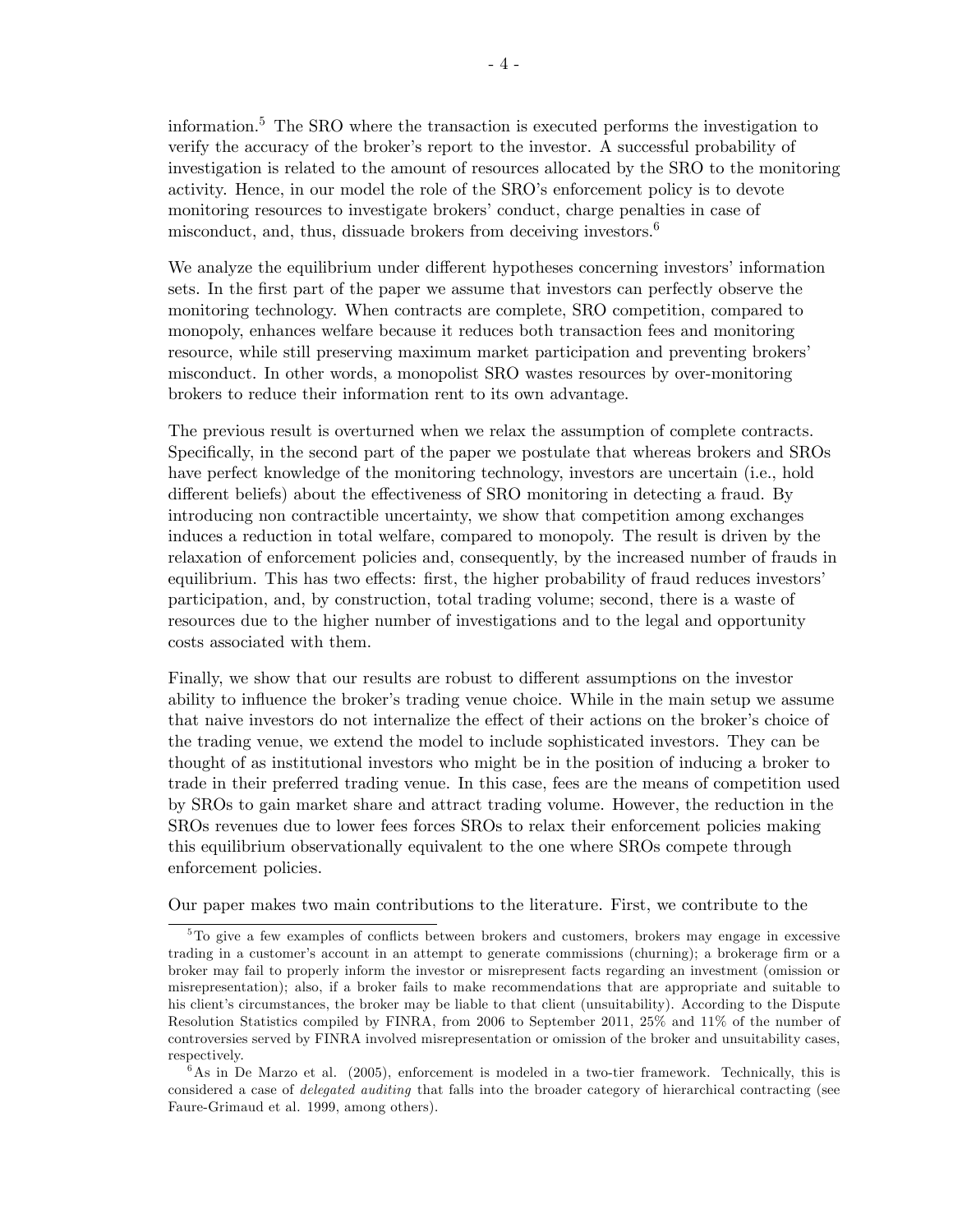information.[5] The SRO where the transaction is executed performs the investigation to verify the accuracy of the broker's report to the investor. A successful probability of investigation is related to the amount of resources allocated by the SRO to the monitoring activity. Hence, in our model the role of the SRO's enforcement policy is to devote monitoring resources to investigate brokers' conduct, charge penalties in case of misconduct, and, thus, dissuade brokers from deceiving investors.[6]

We analyze the equilibrium under different hypotheses concerning investors' information sets. In the first part of the paper we assume that investors can perfectly observe the monitoring technology. When contracts are complete, SRO competition, compared to monopoly, enhances welfare because it reduces both transaction fees and monitoring resource, while still preserving maximum market participation and preventing brokers' misconduct. In other words, a monopolist SRO wastes resources by over-monitoring brokers to reduce their information rent to its own advantage.

The previous result is overturned when we relax the assumption of complete contracts. Specifically, in the second part of the paper we postulate that whereas brokers and SROs have perfect knowledge of the monitoring technology, investors are uncertain (i.e., hold different beliefs) about the effectiveness of SRO monitoring in detecting a fraud. By introducing non contractible uncertainty, we show that competition among exchanges induces a reduction in total welfare, compared to monopoly. The result is driven by the relaxation of enforcement policies and, consequently, by the increased number of frauds in equilibrium. This has two effects: first, the higher probability of fraud reduces investors' participation, and, by construction, total trading volume; second, there is a waste of resources due to the higher number of investigations and to the legal and opportunity costs associated with them.

Finally, we show that our results are robust to different assumptions on the investor ability to influence the broker's trading venue choice. While in the main setup we assume that naive investors do not internalize the effect of their actions on the broker's choice of the trading venue, we extend the model to include sophisticated investors. They can be thought of as institutional investors who might be in the position of inducing a broker to trade in their preferred trading venue. In this case, fees are the means of competition used by SROs to gain market share and attract trading volume. However, the reduction in the SROs revenues due to lower fees forces SROs to relax their enforcement policies making this equilibrium observationally equivalent to the one where SROs compete through enforcement policies.

Our paper makes two main contributions to the literature. First, we contribute to the

[5] To give a few examples of conflicts between brokers and customers, brokers may engage in excessive trading in a customer's account in an attempt to generate commissions (churning); a brokerage firm or a broker may fail to properly inform the investor or misrepresent facts regarding an investment (omission or misrepresentation); also, if a broker fails to make recommendations that are appropriate and suitable to his client's circumstances, the broker may be liable to that client (unsuitability). According to the Dispute Resolution Statistics compiled by FINRA, from 2006 to September 2011, 25% and 11% of the number of controversies served by FINRA involved misrepresentation or omission of the broker and unsuitability cases, respectively.

[6] As in De Marzo et al. (2005), enforcement is modeled in a two-tier framework. Technically, this is considered a case of *delegated auditing* that falls into the broader category of hierarchical contracting (see Faure-Grimaud et al. 1999, among others).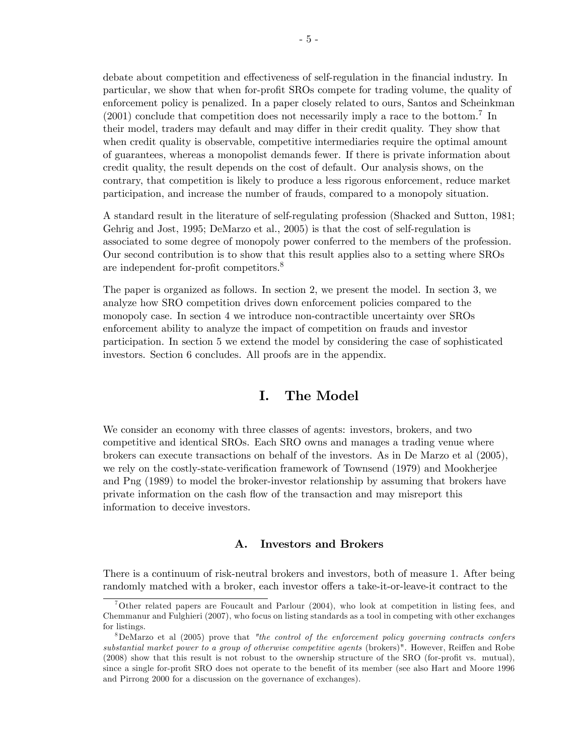debate about competition and effectiveness of self-regulation in the financial industry. In particular, we show that when for-profit SROs compete for trading volume, the quality of enforcement policy is penalized. In a paper closely related to ours, Santos and Scheinkman (2001) conclude that competition does not necessarily imply a race to the bottom.[7] In their model, traders may default and may differ in their credit quality. They show that when credit quality is observable, competitive intermediaries require the optimal amount of guarantees, whereas a monopolist demands fewer. If there is private information about credit quality, the result depends on the cost of default. Our analysis shows, on the contrary, that competition is likely to produce a less rigorous enforcement, reduce market participation, and increase the number of frauds, compared to a monopoly situation.

A standard result in the literature of self-regulating profession (Shacked and Sutton, 1981; Gehrig and Jost, 1995; DeMarzo et al., 2005) is that the cost of self-regulation is associated to some degree of monopoly power conferred to the members of the profession. Our second contribution is to show that this result applies also to a setting where SROs are independent for-profit competitors.[8]

The paper is organized as follows. In section 2, we present the model. In section 3, we analyze how SRO competition drives down enforcement policies compared to the monopoly case. In section 4 we introduce non-contractible uncertainty over SROs enforcement ability to analyze the impact of competition on frauds and investor participation. In section 5 we extend the model by considering the case of sophisticated investors. Section 6 concludes. All proofs are in the appendix.

# I. The Model

We consider an economy with three classes of agents: investors, brokers, and two competitive and identical SROs. Each SRO owns and manages a trading venue where brokers can execute transactions on behalf of the investors. As in De Marzo et al (2005), we rely on the costly-state-verification framework of Townsend (1979) and Mookherjee and Png (1989) to model the broker-investor relationship by assuming that brokers have private information on the cash flow of the transaction and may misreport this information to deceive investors.

## A. Investors and Brokers

There is a continuum of risk-neutral brokers and investors, both of measure 1. After being randomly matched with a broker, each investor offers a take-it-or-leave-it contract to the

[7] Other related papers are Foucault and Parlour (2004), who look at competition in listing fees, and Chemmanur and Fulghieri (2007), who focus on listing standards as a tool in competing with other exchanges for listings.

[8] DeMarzo et al (2005) prove that *"the control of the enforcement policy governing contracts confers substantial market power to a group of otherwise competitive agents* (brokers)". However, Reiffen and Robe (2008) show that this result is not robust to the ownership structure of the SRO (for-profit vs. mutual), since a single for-profit SRO does not operate to the benefit of its member (see also Hart and Moore 1996 and Pirrong 2000 for a discussion on the governance of exchanges).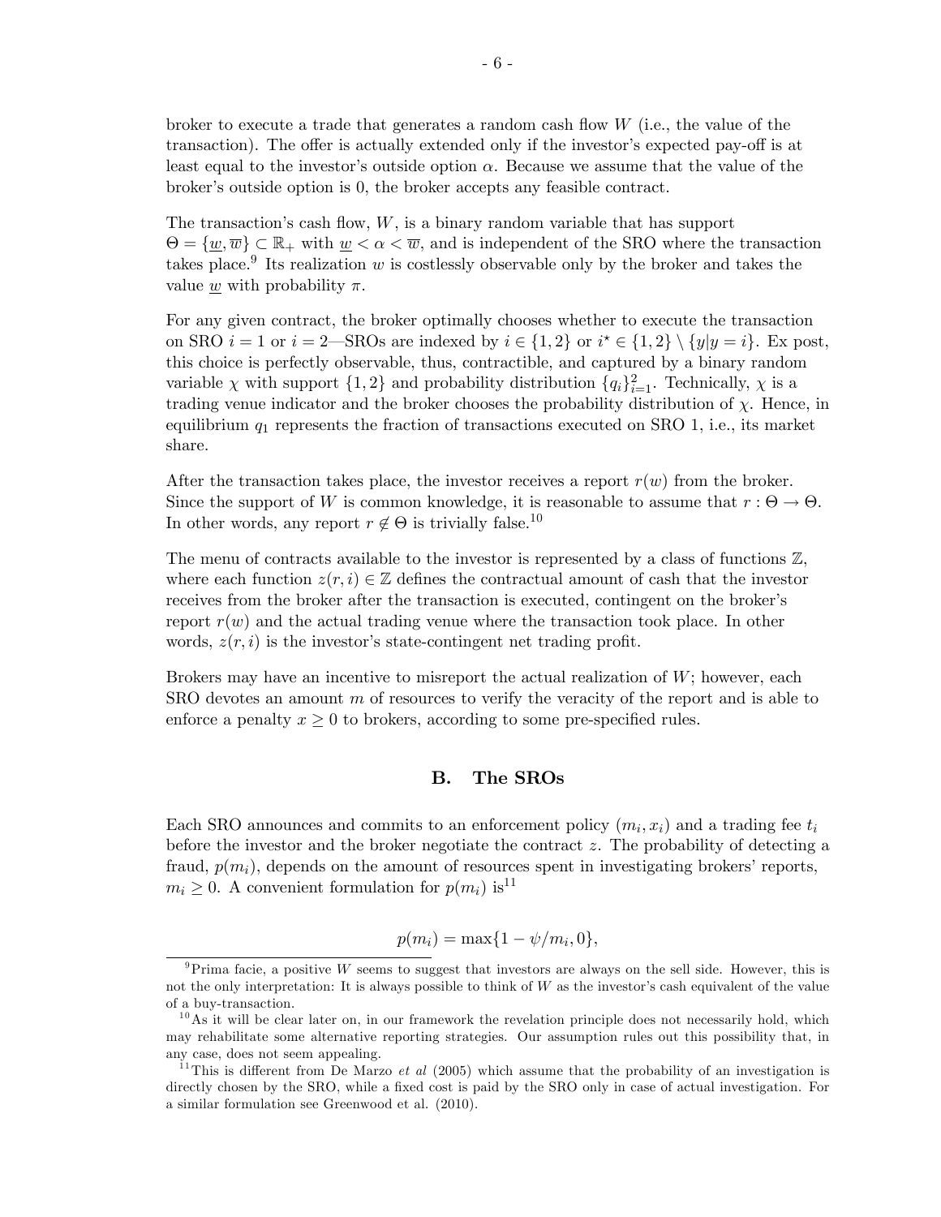broker to execute a trade that generates a random cash flow $W$ (i.e., the value of the transaction). The offer is actually extended only if the investor's expected pay-off is at least equal to the investor's outside option $\alpha$. Because we assume that the value of the broker's outside option is 0, the broker accepts any feasible contract.

The transaction's cash flow, $W$, is a binary random variable that has support $\Theta = \{\underline{w}, \overline{w}\} \subset \mathbb{R}_+$ with $\underline{w} < \alpha < \overline{w}$, and is independent of the SRO where the transaction takes place.[9] Its realization $w$ is costlessly observable only by the broker and takes the value $\underline{w}$ with probability $\pi$.

For any given contract, the broker optimally chooses whether to execute the transaction on SRO $i = 1$ or $i = 2$—SROs are indexed by $i \in \{1, 2\}$ or $i^\star \in \{1, 2\} \setminus \{y|y = i\}$. Ex post, this choice is perfectly observable, thus, contractible, and captured by a binary random variable $\chi$ with support $\{1, 2\}$ and probability distribution $\{q_i\}_{i=1}^2$. Technically, $\chi$ is a trading venue indicator and the broker chooses the probability distribution of $\chi$. Hence, in equilibrium $q_1$ represents the fraction of transactions executed on SRO 1, i.e., its market share.

After the transaction takes place, the investor receives a report $r(w)$ from the broker. Since the support of $W$ is common knowledge, it is reasonable to assume that $r : \Theta \to \Theta$. In other words, any report $r \notin \Theta$ is trivially false.[10]

The menu of contracts available to the investor is represented by a class of functions $\mathbb{Z}$, where each function $z(r, i) \in \mathbb{Z}$ defines the contractual amount of cash that the investor receives from the broker after the transaction is executed, contingent on the broker's report $r(w)$ and the actual trading venue where the transaction took place. In other words, $z(r, i)$ is the investor's state-contingent net trading profit.

Brokers may have an incentive to misreport the actual realization of $W$; however, each SRO devotes an amount $m$ of resources to verify the veracity of the report and is able to enforce a penalty $x \geq 0$ to brokers, according to some pre-specified rules.

## B. The SROs

Each SRO announces and commits to an enforcement policy $(m_i, x_i)$ and a trading fee $t_i$ before the investor and the broker negotiate the contract $z$. The probability of detecting a fraud, $p(m_i)$, depends on the amount of resources spent in investigating brokers' reports, $m_i \geq 0$. A convenient formulation for $p(m_i)$ is[11]

$$p(m_i) = \max\{1 - \psi/m_i, 0\},$$

[9] Prima facie, a positive $W$ seems to suggest that investors are always on the sell side. However, this is not the only interpretation: It is always possible to think of $W$ as the investor's cash equivalent of the value of a buy-transaction.

[10] As it will be clear later on, in our framework the revelation principle does not necessarily hold, which may rehabilitate some alternative reporting strategies. Our assumption rules out this possibility that, in any case, does not seem appealing.

[11] This is different from De Marzo *et al* (2005) which assume that the probability of an investigation is directly chosen by the SRO, while a fixed cost is paid by the SRO only in case of actual investigation. For a similar formulation see Greenwood et al. (2010).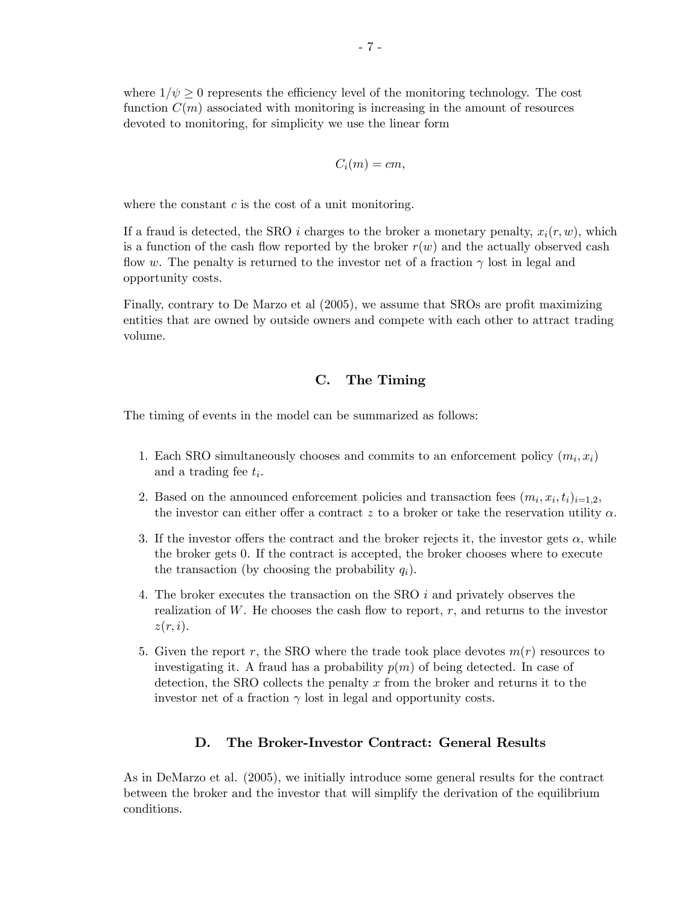where $1/\psi \geq 0$ represents the efficiency level of the monitoring technology. The cost function $C(m)$ associated with monitoring is increasing in the amount of resources devoted to monitoring, for simplicity we use the linear form

$$C_i(m) = cm,$$

where the constant $c$ is the cost of a unit monitoring.

If a fraud is detected, the SRO $i$ charges to the broker a monetary penalty, $x_i(r, w)$, which is a function of the cash flow reported by the broker $r(w)$ and the actually observed cash flow $w$. The penalty is returned to the investor net of a fraction $\gamma$ lost in legal and opportunity costs.

Finally, contrary to De Marzo et al (2005), we assume that SROs are profit maximizing entities that are owned by outside owners and compete with each other to attract trading volume.

## C. The Timing

The timing of events in the model can be summarized as follows:

1. Each SRO simultaneously chooses and commits to an enforcement policy $(m_i, x_i)$ and a trading fee $t_i$.
2. Based on the announced enforcement policies and transaction fees $(m_i, x_i, t_i)_{i=1,2}$, the investor can either offer a contract $z$ to a broker or take the reservation utility $\alpha$.
3. If the investor offers the contract and the broker rejects it, the investor gets $\alpha$, while the broker gets 0. If the contract is accepted, the broker chooses where to execute the transaction (by choosing the probability $q_i$).
4. The broker executes the transaction on the SRO $i$ and privately observes the realization of $W$. He chooses the cash flow to report, $r$, and returns to the investor $z(r, i)$.
5. Given the report $r$, the SRO where the trade took place devotes $m(r)$ resources to investigating it. A fraud has a probability $p(m)$ of being detected. In case of detection, the SRO collects the penalty $x$ from the broker and returns it to the investor net of a fraction $\gamma$ lost in legal and opportunity costs.

## D. The Broker-Investor Contract: General Results

As in DeMarzo et al. (2005), we initially introduce some general results for the contract between the broker and the investor that will simplify the derivation of the equilibrium conditions.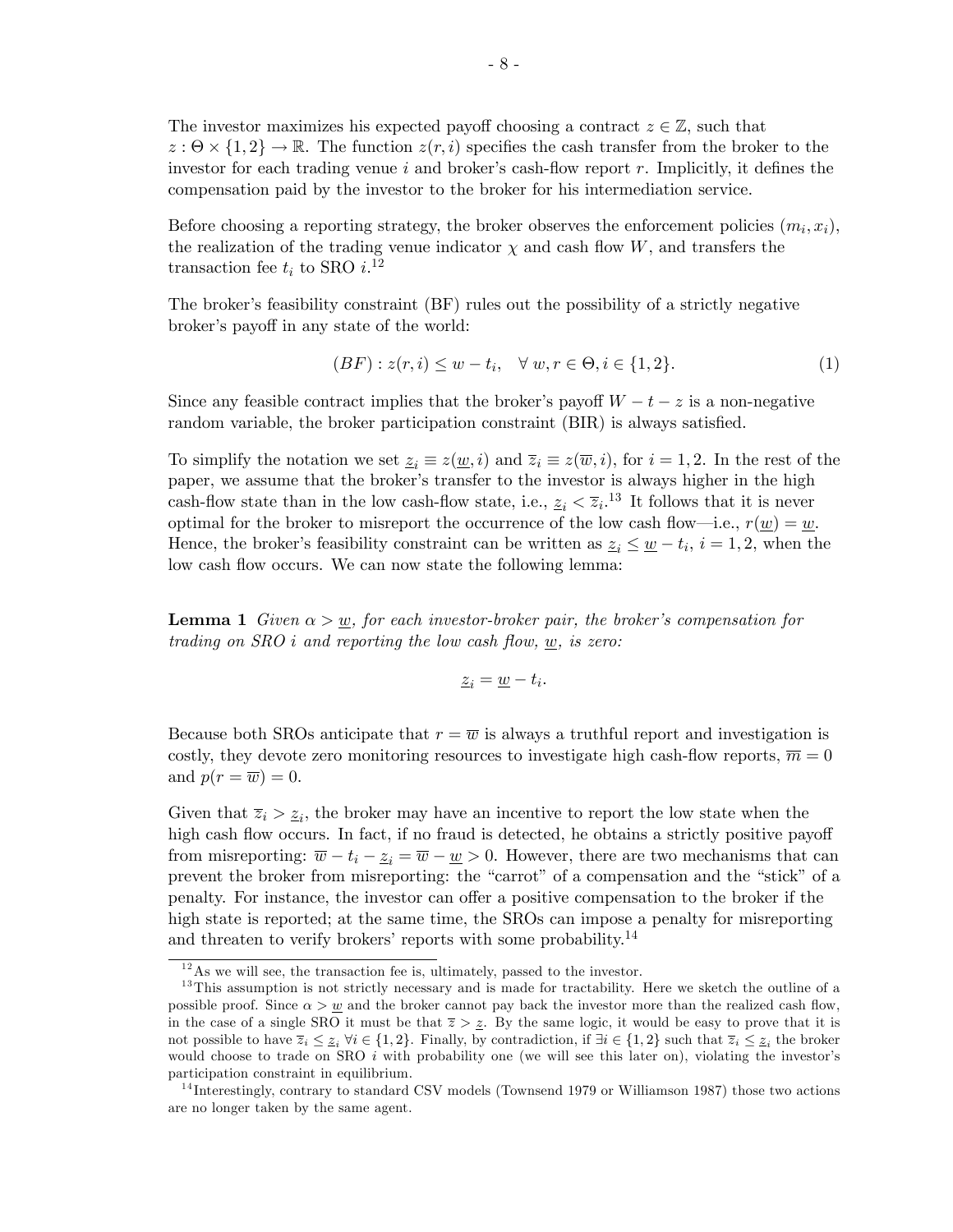The investor maximizes his expected payoff choosing a contract $z \in \mathbb{Z}$, such that $z : \Theta \times \{1, 2\} \rightarrow \mathbb{R}$. The function $z(r, i)$ specifies the cash transfer from the broker to the investor for each trading venue $i$ and broker's cash-flow report $r$. Implicitly, it defines the compensation paid by the investor to the broker for his intermediation service.

Before choosing a reporting strategy, the broker observes the enforcement policies $(m_i, x_i)$, the realization of the trading venue indicator $\chi$ and cash flow $W$, and transfers the transaction fee $t_i$ to SRO $i$.[12]

The broker's feasibility constraint (BF) rules out the possibility of a strictly negative broker's payoff in any state of the world:

$$(BF) : z(r, i) \leq w - t_i, \quad \forall\, w, r \in \Theta, i \in \{1, 2\}. \tag{1}$$

Since any feasible contract implies that the broker's payoff $W - t - z$ is a non-negative random variable, the broker participation constraint (BIR) is always satisfied.

To simplify the notation we set $\underline{z}_i \equiv z(\underline{w}, i)$ and $\overline{z}_i \equiv z(\overline{w}, i)$, for $i = 1, 2$. In the rest of the paper, we assume that the broker's transfer to the investor is always higher in the high cash-flow state than in the low cash-flow state, i.e., $\underline{z}_i < \overline{z}_i$.[13] It follows that it is never optimal for the broker to misreport the occurrence of the low cash flow—i.e., $r(\underline{w}) = \underline{w}$. Hence, the broker's feasibility constraint can be written as $\underline{z}_i \leq \underline{w} - t_i$, $i = 1, 2$, when the low cash flow occurs. We can now state the following lemma:

**Lemma 1** *Given $\alpha > \underline{w}$, for each investor-broker pair, the broker's compensation for trading on SRO $i$ and reporting the low cash flow, $\underline{w}$, is zero:*

$$\underline{z}_i = \underline{w} - t_i.$$

Because both SROs anticipate that $r = \overline{w}$ is always a truthful report and investigation is costly, they devote zero monitoring resources to investigate high cash-flow reports, $\overline{m} = 0$ and $p(r = \overline{w}) = 0$.

Given that $\overline{z}_i > \underline{z}_i$, the broker may have an incentive to report the low state when the high cash flow occurs. In fact, if no fraud is detected, he obtains a strictly positive payoff from misreporting: $\overline{w} - t_i - \underline{z}_i = \overline{w} - \underline{w} > 0$. However, there are two mechanisms that can prevent the broker from misreporting: the "carrot" of a compensation and the "stick" of a penalty. For instance, the investor can offer a positive compensation to the broker if the high state is reported; at the same time, the SROs can impose a penalty for misreporting and threaten to verify brokers' reports with some probability.[14]

---

[12] As we will see, the transaction fee is, ultimately, passed to the investor.

[13] This assumption is not strictly necessary and is made for tractability. Here we sketch the outline of a possible proof. Since $\alpha > \underline{w}$ and the broker cannot pay back the investor more than the realized cash flow, in the case of a single SRO it must be that $\overline{z} > \underline{z}$. By the same logic, it would be easy to prove that it is not possible to have $\overline{z}_i \leq \underline{z}_i$ $\forall i \in \{1, 2\}$. Finally, by contradiction, if $\exists i \in \{1, 2\}$ such that $\overline{z}_i \leq \underline{z}_i$ the broker would choose to trade on SRO $i$ with probability one (we will see this later on), violating the investor's participation constraint in equilibrium.

[14] Interestingly, contrary to standard CSV models (Townsend 1979 or Williamson 1987) those two actions are no longer taken by the same agent.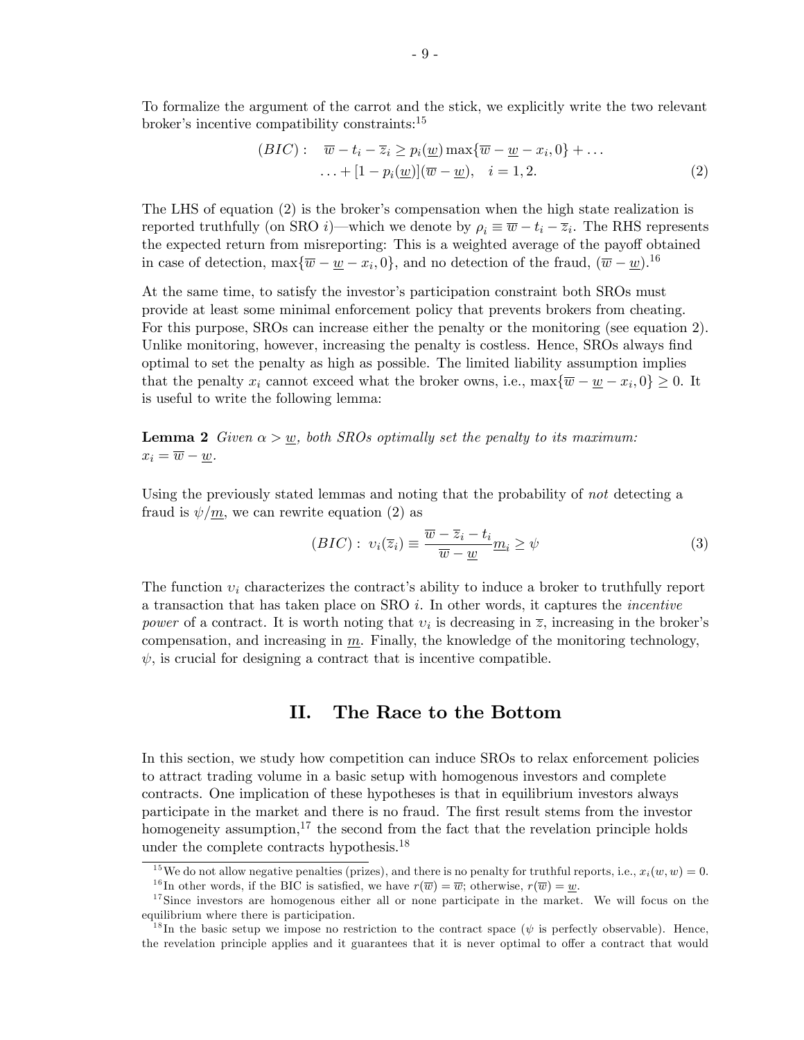To formalize the argument of the carrot and the stick, we explicitly write the two relevant broker's incentive compatibility constraints:[15]

$$
\begin{aligned}
(BIC): \quad & \overline{w} - t_i - \overline{z}_i \geq p_i(\underline{w}) \max\{\overline{w} - \underline{w} - x_i, 0\} + \dots \\
& \dots + [1 - p_i(\underline{w})](\overline{w} - \underline{w}), \quad i = 1, 2.
\end{aligned} \tag{2}
$$

The LHS of equation (2) is the broker's compensation when the high state realization is reported truthfully (on SRO $i$)—which we denote by $\rho_i \equiv \overline{w} - t_i - \overline{z}_i$. The RHS represents the expected return from misreporting: This is a weighted average of the payoff obtained in case of detection, $\max\{\overline{w} - \underline{w} - x_i, 0\}$, and no detection of the fraud, $(\overline{w} - \underline{w})$.[16]

At the same time, to satisfy the investor's participation constraint both SROs must provide at least some minimal enforcement policy that prevents brokers from cheating. For this purpose, SROs can increase either the penalty or the monitoring (see equation 2). Unlike monitoring, however, increasing the penalty is costless. Hence, SROs always find optimal to set the penalty as high as possible. The limited liability assumption implies that the penalty $x_i$ cannot exceed what the broker owns, i.e., $\max\{\overline{w} - \underline{w} - x_i, 0\} \geq 0$. It is useful to write the following lemma:

**Lemma 2** *Given $\alpha > \underline{w}$, both SROs optimally set the penalty to its maximum: $x_i = \overline{w} - \underline{w}$.*

Using the previously stated lemmas and noting that the probability of *not* detecting a fraud is $\psi/\underline{m}$, we can rewrite equation (2) as

$$
(BIC): \; \upsilon_i(\overline{z}_i) \equiv \frac{\overline{w} - \overline{z}_i - t_i}{\overline{w} - \underline{w}} \underline{m}_i \geq \psi \tag{3}
$$

The function $\upsilon_i$ characterizes the contract's ability to induce a broker to truthfully report a transaction that has taken place on SRO $i$. In other words, it captures the *incentive power* of a contract. It is worth noting that $\upsilon_i$ is decreasing in $\overline{z}$, increasing in the broker's compensation, and increasing in $\underline{m}$. Finally, the knowledge of the monitoring technology, $\psi$, is crucial for designing a contract that is incentive compatible.

## II. The Race to the Bottom

In this section, we study how competition can induce SROs to relax enforcement policies to attract trading volume in a basic setup with homogenous investors and complete contracts. One implication of these hypotheses is that in equilibrium investors always participate in the market and there is no fraud. The first result stems from the investor homogeneity assumption,[17] the second from the fact that the revelation principle holds under the complete contracts hypothesis.[18]

---

[15] We do not allow negative penalties (prizes), and there is no penalty for truthful reports, i.e., $x_i(w, w) = 0$.

[16] In other words, if the BIC is satisfied, we have $r(\overline{w}) = \overline{w}$; otherwise, $r(\overline{w}) = \underline{w}$.

[17] Since investors are homogenous either all or none participate in the market. We will focus on the equilibrium where there is participation.

[18] In the basic setup we impose no restriction to the contract space ($\psi$ is perfectly observable). Hence, the revelation principle applies and it guarantees that it is never optimal to offer a contract that would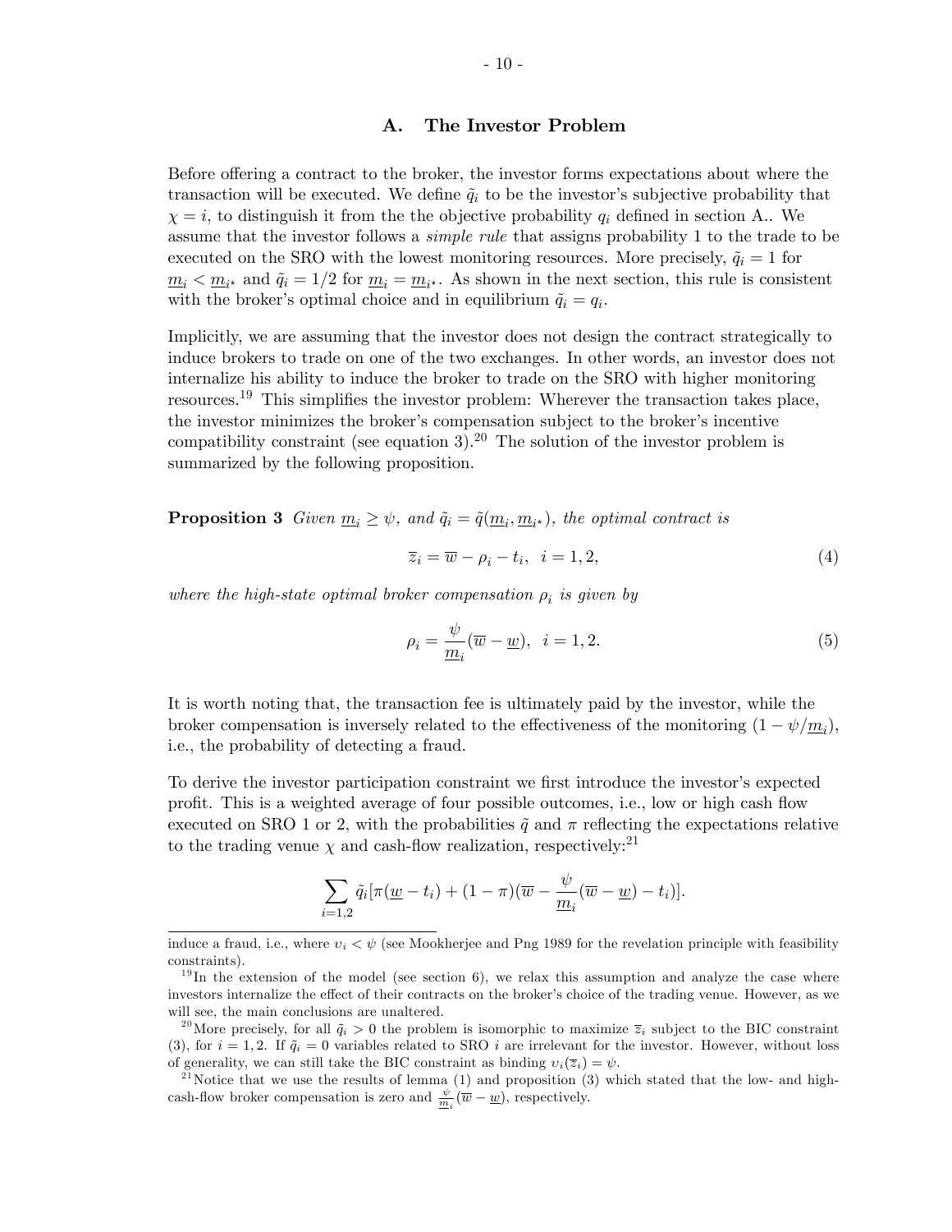## A. The Investor Problem

Before offering a contract to the broker, the investor forms expectations about where the transaction will be executed. We define $\tilde{q}_i$ to be the investor's subjective probability that $\chi = i$, to distinguish it from the the objective probability $q_i$ defined in section A.. We assume that the investor follows a *simple rule* that assigns probability 1 to the trade to be executed on the SRO with the lowest monitoring resources. More precisely, $\tilde{q}_i = 1$ for $\underline{m}_i < \underline{m}_{i^\star}$ and $\tilde{q}_i = 1/2$ for $\underline{m}_i = \underline{m}_{i^\star}$. As shown in the next section, this rule is consistent with the broker's optimal choice and in equilibrium $\tilde{q}_i = q_i$.

Implicitly, we are assuming that the investor does not design the contract strategically to induce brokers to trade on one of the two exchanges. In other words, an investor does not internalize his ability to induce the broker to trade on the SRO with higher monitoring resources.[19] This simplifies the investor problem: Wherever the transaction takes place, the investor minimizes the broker's compensation subject to the broker's incentive compatibility constraint (see equation 3).[20] The solution of the investor problem is summarized by the following proposition.

**Proposition 3** *Given $\underline{m}_i \geq \psi$, and $\tilde{q}_i = \tilde{q}(\underline{m}_i, \underline{m}_{i^\star})$, the optimal contract is*

$$\overline{z}_i = \overline{w} - \rho_i - t_i, \quad i = 1, 2, \tag{4}$$

*where the high-state optimal broker compensation $\rho_i$ is given by*

$$\rho_i = \frac{\psi}{\underline{m}_i}(\overline{w} - \underline{w}), \quad i = 1, 2. \tag{5}$$

It is worth noting that, the transaction fee is ultimately paid by the investor, while the broker compensation is inversely related to the effectiveness of the monitoring $(1 - \psi/\underline{m}_i)$, i.e., the probability of detecting a fraud.

To derive the investor participation constraint we first introduce the investor's expected profit. This is a weighted average of four possible outcomes, i.e., low or high cash flow executed on SRO 1 or 2, with the probabilities $\tilde{q}$ and $\pi$ reflecting the expectations relative to the trading venue $\chi$ and cash-flow realization, respectively:[21]

$$\sum_{i=1,2} \tilde{q}_i[\pi(\underline{w} - t_i) + (1 - \pi)(\overline{w} - \frac{\psi}{\underline{m}_i}(\overline{w} - \underline{w}) - t_i)].$$

---

induce a fraud, i.e., where $\upsilon_i < \psi$ (see Mookherjee and Png 1989 for the revelation principle with feasibility constraints).

[19] In the extension of the model (see section 6), we relax this assumption and analyze the case where investors internalize the effect of their contracts on the broker's choice of the trading venue. However, as we will see, the main conclusions are unaltered.

[20] More precisely, for all $\tilde{q}_i > 0$ the problem is isomorphic to maximize $\overline{z}_i$ subject to the BIC constraint (3), for $i = 1, 2$. If $\tilde{q}_i = 0$ variables related to SRO $i$ are irrelevant for the investor. However, without loss of generality, we can still take the BIC constraint as binding $\upsilon_i(\overline{z}_i) = \psi$.

[21] Notice that we use the results of lemma (1) and proposition (3) which stated that the low- and high-cash-flow broker compensation is zero and $\frac{\psi}{\underline{m}_i}(\overline{w} - \underline{w})$, respectively.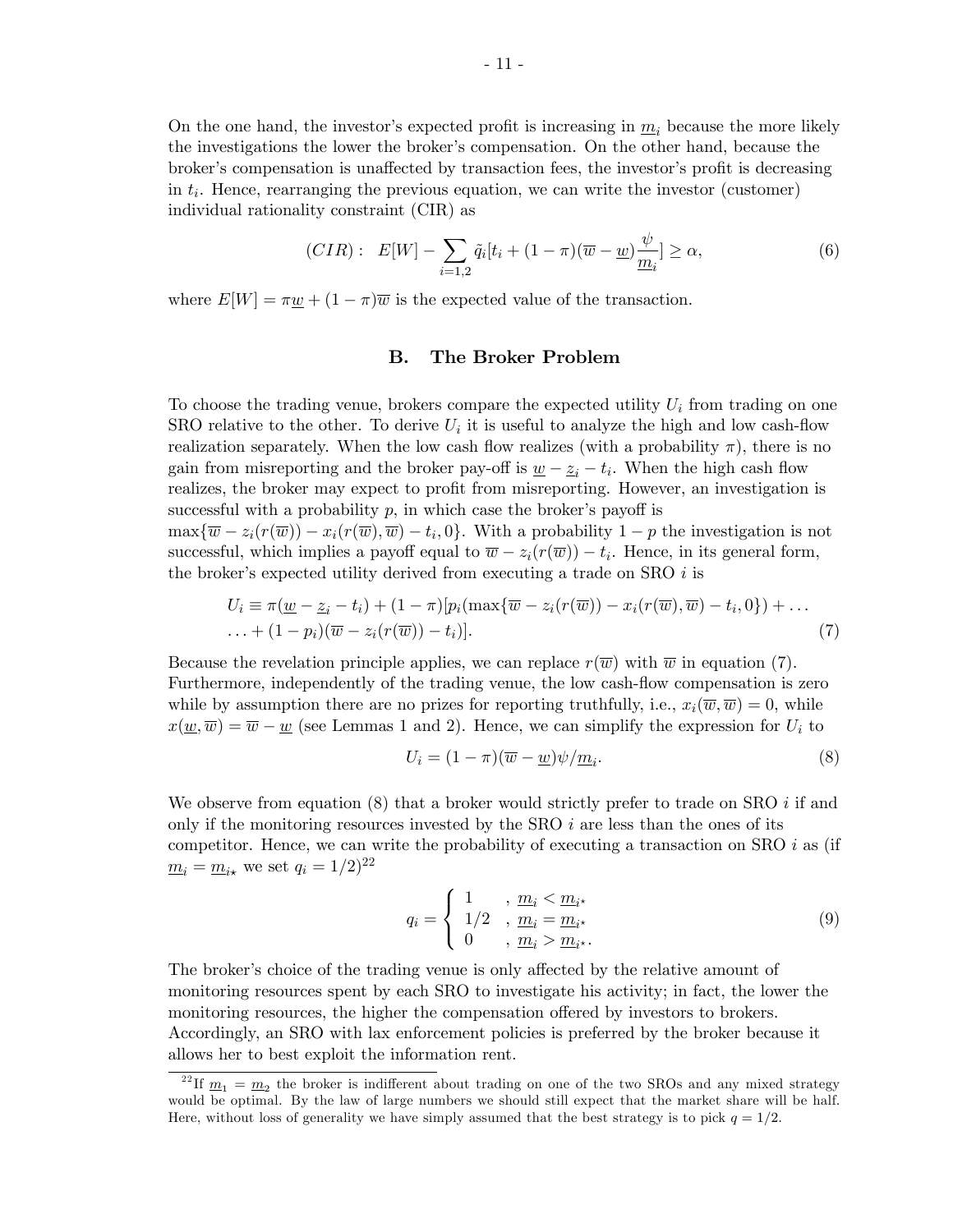On the one hand, the investor's expected profit is increasing in $\underline{m}_i$ because the more likely the investigations the lower the broker's compensation. On the other hand, because the broker's compensation is unaffected by transaction fees, the investor's profit is decreasing in $t_i$. Hence, rearranging the previous equation, we can write the investor (customer) individual rationality constraint (CIR) as

$$(CIR): \quad E[W] - \sum_{i=1,2} \tilde{q}_i[t_i + (1-\pi)(\overline{w} - \underline{w})\frac{\psi}{\underline{m}_i}] \geq \alpha, \tag{6}$$

where $E[W] = \pi\underline{w} + (1-\pi)\overline{w}$ is the expected value of the transaction.

## B. The Broker Problem

To choose the trading venue, brokers compare the expected utility $U_i$ from trading on one SRO relative to the other. To derive $U_i$ it is useful to analyze the high and low cash-flow realization separately. When the low cash flow realizes (with a probability $\pi$), there is no gain from misreporting and the broker pay-off is $\underline{w} - \underline{z}_i - t_i$. When the high cash flow realizes, the broker may expect to profit from misreporting. However, an investigation is successful with a probability $p$, in which case the broker's payoff is $\max\{\overline{w} - z_i(r(\overline{w})) - x_i(r(\overline{w}), \overline{w}) - t_i, 0\}$. With a probability $1-p$ the investigation is not successful, which implies a payoff equal to $\overline{w} - z_i(r(\overline{w})) - t_i$. Hence, in its general form, the broker's expected utility derived from executing a trade on SRO $i$ is

$$\begin{aligned} U_i \equiv \pi(\underline{w} - \underline{z}_i - t_i) + (1-\pi)[p_i(\max\{\overline{w} - z_i(r(\overline{w})) - x_i(r(\overline{w}), \overline{w}) - t_i, 0\}) + \ldots \\ \ldots + (1-p_i)(\overline{w} - z_i(r(\overline{w})) - t_i)]. \end{aligned} \tag{7}$$

Because the revelation principle applies, we can replace $r(\overline{w})$ with $\overline{w}$ in equation (7). Furthermore, independently of the trading venue, the low cash-flow compensation is zero while by assumption there are no prizes for reporting truthfully, i.e., $x_i(\overline{w}, \overline{w}) = 0$, while $x(\underline{w}, \overline{w}) = \overline{w} - \underline{w}$ (see Lemmas 1 and 2). Hence, we can simplify the expression for $U_i$ to

$$U_i = (1-\pi)(\overline{w} - \underline{w})\psi/\underline{m}_i. \tag{8}$$

We observe from equation (8) that a broker would strictly prefer to trade on SRO $i$ if and only if the monitoring resources invested by the SRO $i$ are less than the ones of its competitor. Hence, we can write the probability of executing a transaction on SRO $i$ as (if $\underline{m}_i = \underline{m}_{i\star}$ we set $q_i = 1/2$)[22]

$$q_i = \begin{cases} 1 & , \ \underline{m}_i < \underline{m}_{i\star} \\ 1/2 & , \ \underline{m}_i = \underline{m}_{i\star} \\ 0 & , \ \underline{m}_i > \underline{m}_{i\star}. \end{cases} \tag{9}$$

The broker's choice of the trading venue is only affected by the relative amount of monitoring resources spent by each SRO to investigate his activity; in fact, the lower the monitoring resources, the higher the compensation offered by investors to brokers. Accordingly, an SRO with lax enforcement policies is preferred by the broker because it allows her to best exploit the information rent.

[22] If $\underline{m}_1 = \underline{m}_2$ the broker is indifferent about trading on one of the two SROs and any mixed strategy would be optimal. By the law of large numbers we should still expect that the market share will be half. Here, without loss of generality we have simply assumed that the best strategy is to pick $q = 1/2$.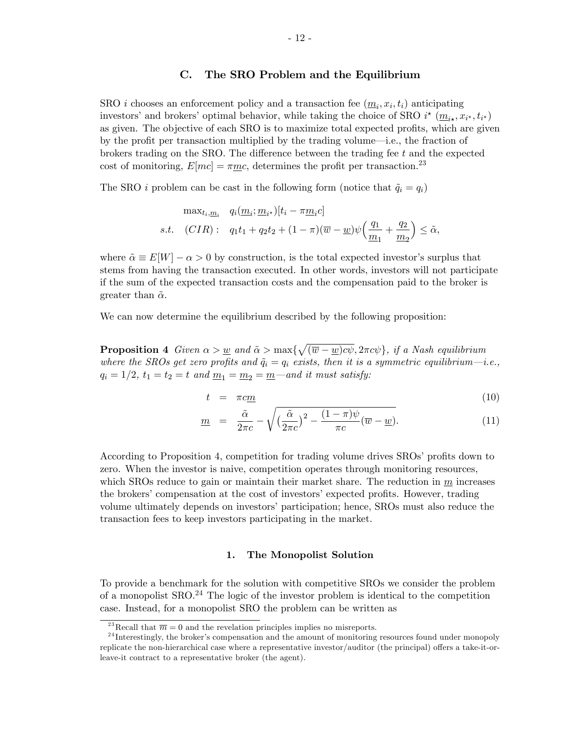### C. The SRO Problem and the Equilibrium

SRO $i$ chooses an enforcement policy and a transaction fee $(\underline{m}_i, x_i, t_i)$ anticipating investors' and brokers' optimal behavior, while taking the choice of SRO $i^\star$ $(\underline{m}_{i\star}, x_{i^\star}, t_{i^\star})$ as given. The objective of each SRO is to maximize total expected profits, which are given by the profit per transaction multiplied by the trading volume—i.e., the fraction of brokers trading on the SRO. The difference between the trading fee $t$ and the expected cost of monitoring, $E[mc] = \pi \underline{m}c$, determines the profit per transaction.[23]

The SRO $i$ problem can be cast in the following form (notice that $\tilde{q}_i = q_i$)

$$
\begin{aligned}
&\max_{t_i, \underline{m}_i} \quad q_i(\underline{m}_i; \underline{m}_{i^\star})[t_i - \pi \underline{m}_i c] \\
&s.t. \quad (CIR): \quad q_1 t_1 + q_2 t_2 + (1-\pi)(\overline{w} - \underline{w})\psi\Big(\frac{q_1}{\underline{m}_1} + \frac{q_2}{\underline{m}_2}\Big) \leq \tilde{\alpha},
\end{aligned}
$$

where $\tilde{\alpha} \equiv E[W] - \alpha > 0$ by construction, is the total expected investor's surplus that stems from having the transaction executed. In other words, investors will not participate if the sum of the expected transaction costs and the compensation paid to the broker is greater than $\tilde{\alpha}$.

We can now determine the equilibrium described by the following proposition:

**Proposition 4** *Given $\alpha > \underline{w}$ and $\tilde{\alpha} > \max\{\sqrt{(\overline{w} - \underline{w})c\psi}, 2\pi c\psi\}$, if a Nash equilibrium where the SROs get zero profits and $\tilde{q}_i = q_i$ exists, then it is a symmetric equilibrium—i.e., $q_i = 1/2$, $t_1 = t_2 = t$ and $\underline{m}_1 = \underline{m}_2 = \underline{m}$—and it must satisfy:*

$$
t = \pi c \underline{m} \tag{10}
$$

$$
\underline{m} = \frac{\tilde{\alpha}}{2\pi c} - \sqrt{\Big(\frac{\tilde{\alpha}}{2\pi c}\Big)^2 - \frac{(1-\pi)\psi}{\pi c}(\overline{w} - \underline{w})}. \tag{11}
$$

According to Proposition 4, competition for trading volume drives SROs' profits down to zero. When the investor is naive, competition operates through monitoring resources, which SROs reduce to gain or maintain their market share. The reduction in $\underline{m}$ increases the brokers' compensation at the cost of investors' expected profits. However, trading volume ultimately depends on investors' participation; hence, SROs must also reduce the transaction fees to keep investors participating in the market.

#### 1. The Monopolist Solution

To provide a benchmark for the solution with competitive SROs we consider the problem of a monopolist SRO.[24] The logic of the investor problem is identical to the competition case. Instead, for a monopolist SRO the problem can be written as

---

[23] Recall that $\overline{m} = 0$ and the revelation principles implies no misreports.

[24] Interestingly, the broker's compensation and the amount of monitoring resources found under monopoly replicate the non-hierarchical case where a representative investor/auditor (the principal) offers a take-it-or-leave-it contract to a representative broker (the agent).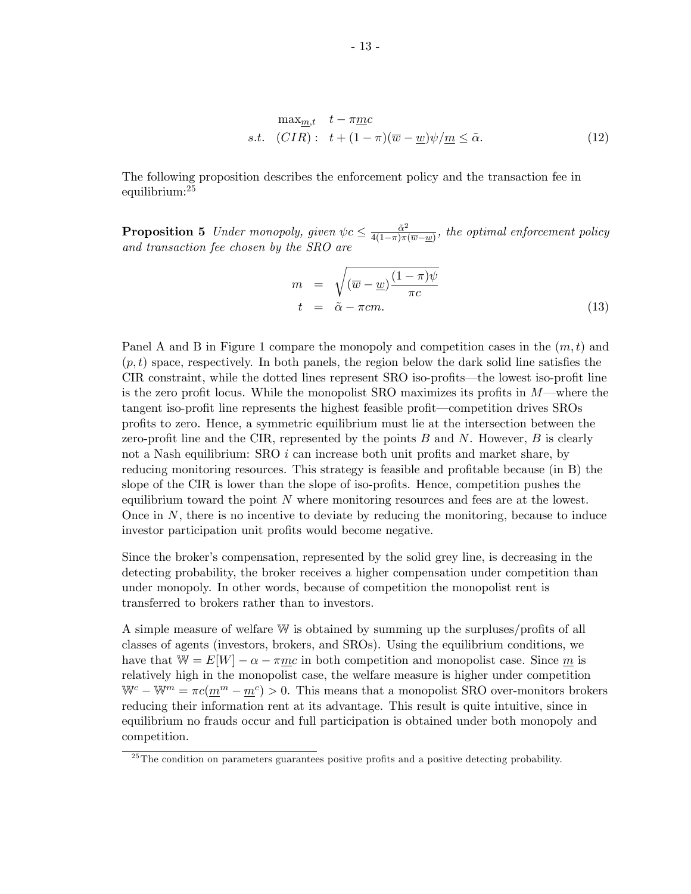$$
\begin{aligned}
&\max_{\underline{m},t} \quad t - \pi \underline{m} c \\
&s.t. \quad (CIR): \quad t + (1-\pi)(\overline{w} - \underline{w})\psi/\underline{m} \leq \tilde{\alpha}.
\end{aligned}
\tag{12}
$$

The following proposition describes the enforcement policy and the transaction fee in equilibrium:[25]

**Proposition 5** *Under monopoly, given $\psi c \leq \frac{\tilde{\alpha}^2}{4(1-\pi)\pi(\overline{w}-\underline{w})}$, the optimal enforcement policy and transaction fee chosen by the SRO are*

$$
\begin{aligned}
m &= \sqrt{(\overline{w} - \underline{w})\frac{(1-\pi)\psi}{\pi c}} \\
t &= \tilde{\alpha} - \pi c m.
\end{aligned}
\tag{13}
$$

Panel A and B in Figure 1 compare the monopoly and competition cases in the $(m, t)$ and $(p, t)$ space, respectively. In both panels, the region below the dark solid line satisfies the CIR constraint, while the dotted lines represent SRO iso-profits—the lowest iso-profit line is the zero profit locus. While the monopolist SRO maximizes its profits in $M$—where the tangent iso-profit line represents the highest feasible profit—competition drives SROs profits to zero. Hence, a symmetric equilibrium must lie at the intersection between the zero-profit line and the CIR, represented by the points $B$ and $N$. However, $B$ is clearly not a Nash equilibrium: SRO $i$ can increase both unit profits and market share, by reducing monitoring resources. This strategy is feasible and profitable because (in B) the slope of the CIR is lower than the slope of iso-profits. Hence, competition pushes the equilibrium toward the point $N$ where monitoring resources and fees are at the lowest. Once in $N$, there is no incentive to deviate by reducing the monitoring, because to induce investor participation unit profits would become negative.

Since the broker's compensation, represented by the solid grey line, is decreasing in the detecting probability, the broker receives a higher compensation under competition than under monopoly. In other words, because of competition the monopolist rent is transferred to brokers rather than to investors.

A simple measure of welfare $\mathbb{W}$ is obtained by summing up the surpluses/profits of all classes of agents (investors, brokers, and SROs). Using the equilibrium conditions, we have that $\mathbb{W} = E[W] - \alpha - \pi \underline{m} c$ in both competition and monopolist case. Since $\underline{m}$ is relatively high in the monopolist case, the welfare measure is higher under competition $\mathbb{W}^c - \mathbb{W}^m = \pi c(\underline{m}^m - \underline{m}^c) > 0$. This means that a monopolist SRO over-monitors brokers reducing their information rent at its advantage. This result is quite intuitive, since in equilibrium no frauds occur and full participation is obtained under both monopoly and competition.

[25] The condition on parameters guarantees positive profits and a positive detecting probability.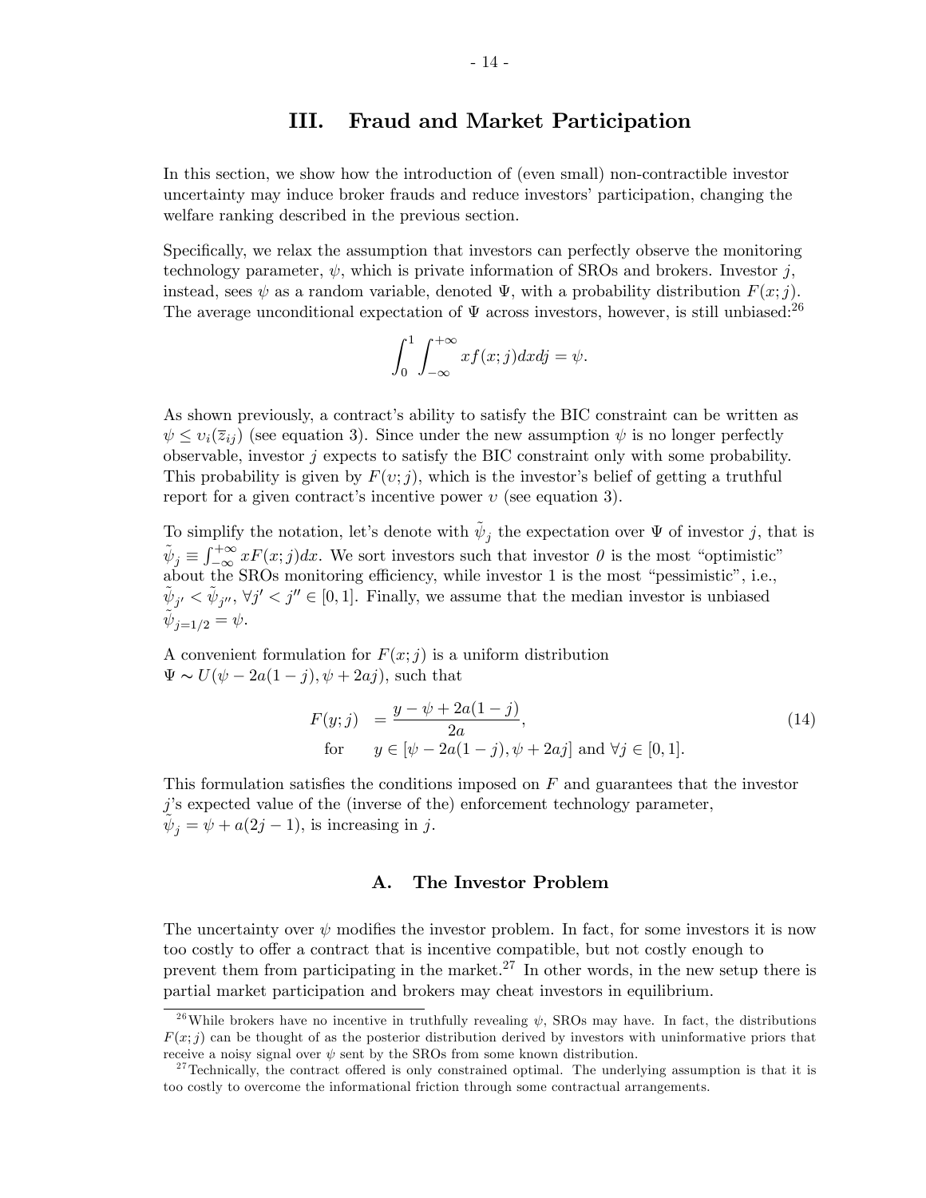## III. Fraud and Market Participation

In this section, we show how the introduction of (even small) non-contractible investor uncertainty may induce broker frauds and reduce investors' participation, changing the welfare ranking described in the previous section.

Specifically, we relax the assumption that investors can perfectly observe the monitoring technology parameter, $\psi$, which is private information of SROs and brokers. Investor $j$, instead, sees $\psi$ as a random variable, denoted $\Psi$, with a probability distribution $F(x;j)$. The average unconditional expectation of $\Psi$ across investors, however, is still unbiased:[26]

$$\int_0^1 \int_{-\infty}^{+\infty} x f(x;j) dx dj = \psi.$$

As shown previously, a contract's ability to satisfy the BIC constraint can be written as $\psi \leq \upsilon_i(\bar{z}_{ij})$ (see equation 3). Since under the new assumption $\psi$ is no longer perfectly observable, investor $j$ expects to satisfy the BIC constraint only with some probability. This probability is given by $F(\upsilon;j)$, which is the investor's belief of getting a truthful report for a given contract's incentive power $\upsilon$ (see equation 3).

To simplify the notation, let's denote with $\tilde{\psi}_j$ the expectation over $\Psi$ of investor $j$, that is $\tilde{\psi}_j \equiv \int_{-\infty}^{+\infty} x F(x;j) dx$. We sort investors such that investor *0* is the most "optimistic" about the SROs monitoring efficiency, while investor 1 is the most "pessimistic", i.e., $\tilde{\psi}_{j'} < \tilde{\psi}_{j''}$, $\forall j' < j'' \in [0,1]$. Finally, we assume that the median investor is unbiased $\tilde{\psi}_{j=1/2} = \psi$.

A convenient formulation for $F(x;j)$ is a uniform distribution $\Psi \sim U(\psi - 2a(1-j), \psi + 2aj)$, such that

$$\begin{aligned} F(y;j) &= \frac{y - \psi + 2a(1-j)}{2a}, \\ \text{for} \quad & y \in [\psi - 2a(1-j), \psi + 2aj] \text{ and } \forall j \in [0,1]. \end{aligned} \tag{14}$$

This formulation satisfies the conditions imposed on $F$ and guarantees that the investor $j$'s expected value of the (inverse of the) enforcement technology parameter, $\tilde{\psi}_j = \psi + a(2j-1)$, is increasing in $j$.

### A. The Investor Problem

The uncertainty over $\psi$ modifies the investor problem. In fact, for some investors it is now too costly to offer a contract that is incentive compatible, but not costly enough to prevent them from participating in the market.[27] In other words, in the new setup there is partial market participation and brokers may cheat investors in equilibrium.

---

[26] While brokers have no incentive in truthfully revealing $\psi$, SROs may have. In fact, the distributions $F(x;j)$ can be thought of as the posterior distribution derived by investors with uninformative priors that receive a noisy signal over $\psi$ sent by the SROs from some known distribution.

[27] Technically, the contract offered is only constrained optimal. The underlying assumption is that it is too costly to overcome the informational friction through some contractual arrangements.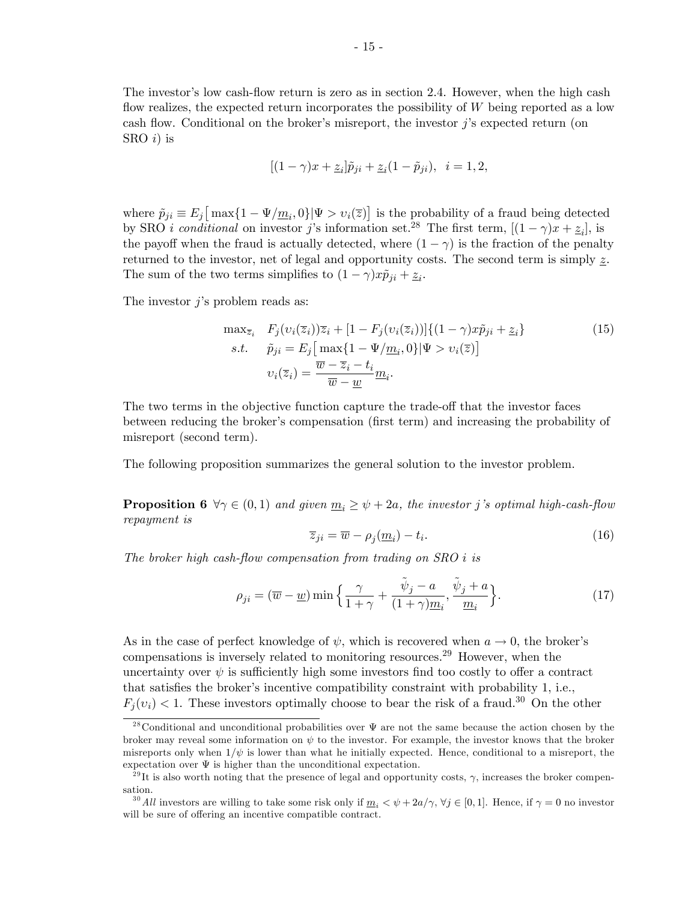The investor's low cash-flow return is zero as in section 2.4. However, when the high cash flow realizes, the expected return incorporates the possibility of $W$ being reported as a low cash flow. Conditional on the broker's misreport, the investor $j$'s expected return (on SRO $i$) is

$$[(1-\gamma)x + \underline{z}_i]\tilde{p}_{ji} + \underline{z}_i(1-\tilde{p}_{ji}), \quad i = 1, 2,$$

where $\tilde{p}_{ji} \equiv E_j\big[\max\{1 - \Psi/\underline{m}_i, 0\}|\Psi > \upsilon_i(\overline{z})\big]$ is the probability of a fraud being detected by SRO $i$ *conditional* on investor $j$'s information set.[28] The first term, $[(1-\gamma)x + \underline{z}_i]$, is the payoff when the fraud is actually detected, where $(1-\gamma)$ is the fraction of the penalty returned to the investor, net of legal and opportunity costs. The second term is simply $\underline{z}$. The sum of the two terms simplifies to $(1-\gamma)x\tilde{p}_{ji} + \underline{z}_i$.

The investor $j$'s problem reads as:

$$\begin{aligned} \max_{\overline{z}_i} \quad & F_j(\upsilon_i(\overline{z}_i))\overline{z}_i + [1 - F_j(\upsilon_i(\overline{z}_i))]\{(1-\gamma)x\tilde{p}_{ji} + \underline{z}_i\} \\ s.t. \quad & \tilde{p}_{ji} = E_j\big[\max\{1 - \Psi/\underline{m}_i, 0\}|\Psi > \upsilon_i(\overline{z})\big] \\ & \upsilon_i(\overline{z}_i) = \frac{\overline{w} - \overline{z}_i - t_i}{\overline{w} - \underline{w}}\underline{m}_i. \end{aligned} \tag{15}$$

The two terms in the objective function capture the trade-off that the investor faces between reducing the broker's compensation (first term) and increasing the probability of misreport (second term).

The following proposition summarizes the general solution to the investor problem.

**Proposition 6** *$\forall \gamma \in (0,1)$ and given $\underline{m}_i \geq \psi + 2a$, the investor $j$'s optimal high-cash-flow repayment is*

$$\overline{z}_{ji} = \overline{w} - \rho_j(\underline{m}_i) - t_i. \tag{16}$$

*The broker high cash-flow compensation from trading on SRO $i$ is*

$$\rho_{ji} = (\overline{w} - \underline{w}) \min\Big\{\frac{\gamma}{1+\gamma} + \frac{\tilde{\psi}_j - a}{(1+\gamma)\underline{m}_i}, \frac{\tilde{\psi}_j + a}{\underline{m}_i}\Big\}. \tag{17}$$

As in the case of perfect knowledge of $\psi$, which is recovered when $a \to 0$, the broker's compensations is inversely related to monitoring resources.[29] However, when the uncertainty over $\psi$ is sufficiently high some investors find too costly to offer a contract that satisfies the broker's incentive compatibility constraint with probability 1, i.e., $F_j(\upsilon_i) < 1$. These investors optimally choose to bear the risk of a fraud.[30] On the other

[28] Conditional and unconditional probabilities over $\Psi$ are not the same because the action chosen by the broker may reveal some information on $\psi$ to the investor. For example, the investor knows that the broker misreports only when $1/\psi$ is lower than what he initially expected. Hence, conditional to a misreport, the expectation over $\Psi$ is higher than the unconditional expectation.

[29] It is also worth noting that the presence of legal and opportunity costs, $\gamma$, increases the broker compensation.

[30] *All* investors are willing to take some risk only if $\underline{m}_i < \psi + 2a/\gamma$, $\forall j \in [0,1]$. Hence, if $\gamma = 0$ no investor will be sure of offering an incentive compatible contract.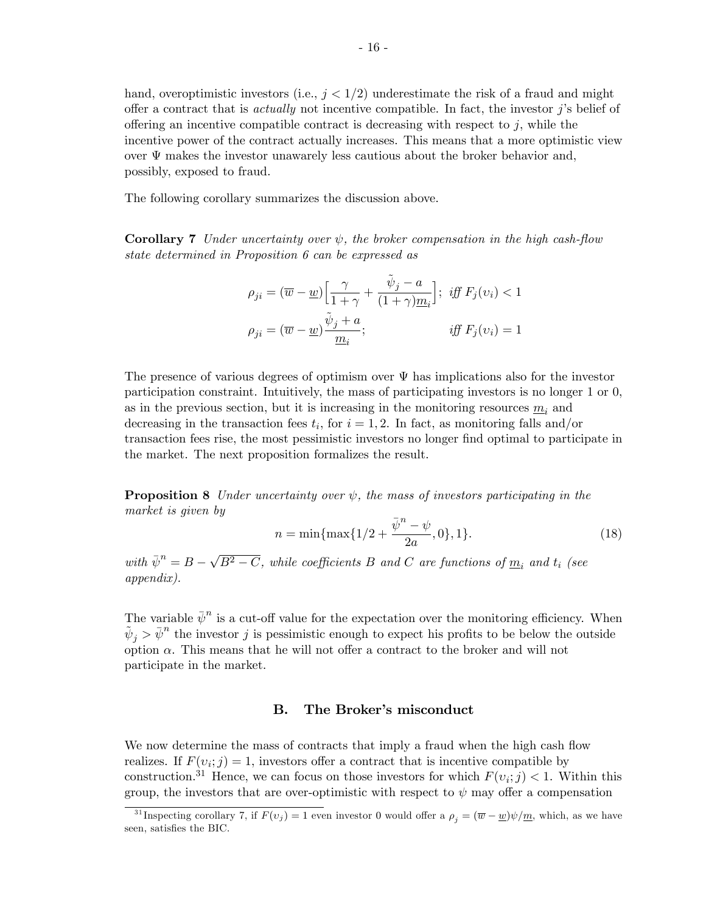hand, overoptimistic investors (i.e., $j < 1/2$) underestimate the risk of a fraud and might offer a contract that is *actually* not incentive compatible. In fact, the investor $j$'s belief of offering an incentive compatible contract is decreasing with respect to $j$, while the incentive power of the contract actually increases. This means that a more optimistic view over $\Psi$ makes the investor unawarely less cautious about the broker behavior and, possibly, exposed to fraud.

The following corollary summarizes the discussion above.

**Corollary 7** *Under uncertainty over $\psi$, the broker compensation in the high cash-flow state determined in Proposition 6 can be expressed as*

$$\rho_{ji} = (\overline{w} - \underline{w})\Big[\frac{\gamma}{1+\gamma} + \frac{\tilde{\psi}_j - a}{(1+\gamma)\underline{m}_i}\Big]; \;\; iff\; F_j(\upsilon_i) < 1$$

$$\rho_{ji} = (\overline{w} - \underline{w})\frac{\tilde{\psi}_j + a}{\underline{m}_i}; \qquad\qquad iff\; F_j(\upsilon_i) = 1$$

The presence of various degrees of optimism over $\Psi$ has implications also for the investor participation constraint. Intuitively, the mass of participating investors is no longer 1 or 0, as in the previous section, but it is increasing in the monitoring resources $\underline{m}_i$ and decreasing in the transaction fees $t_i$, for $i = 1, 2$. In fact, as monitoring falls and/or transaction fees rise, the most pessimistic investors no longer find optimal to participate in the market. The next proposition formalizes the result.

**Proposition 8** *Under uncertainty over $\psi$, the mass of investors participating in the market is given by*

$$n = \min\{\max\{1/2 + \frac{\bar{\psi}^n - \psi}{2a}, 0\}, 1\}. \tag{18}$$

*with $\bar{\psi}^n = B - \sqrt{B^2 - C}$, while coefficients $B$ and $C$ are functions of $\underline{m}_i$ and $t_i$ (see appendix).*

The variable $\bar{\psi}^n$ is a cut-off value for the expectation over the monitoring efficiency. When $\tilde{\psi}_j > \bar{\psi}^n$ the investor $j$ is pessimistic enough to expect his profits to be below the outside option $\alpha$. This means that he will not offer a contract to the broker and will not participate in the market.

## B. The Broker's misconduct

We now determine the mass of contracts that imply a fraud when the high cash flow realizes. If $F(\upsilon_i; j) = 1$, investors offer a contract that is incentive compatible by construction.[31] Hence, we can focus on those investors for which $F(\upsilon_i; j) < 1$. Within this group, the investors that are over-optimistic with respect to $\psi$ may offer a compensation

[31] Inspecting corollary 7, if $F(\upsilon_j) = 1$ even investor 0 would offer a $\rho_j = (\overline{w} - \underline{w})\psi/\underline{m}$, which, as we have seen, satisfies the BIC.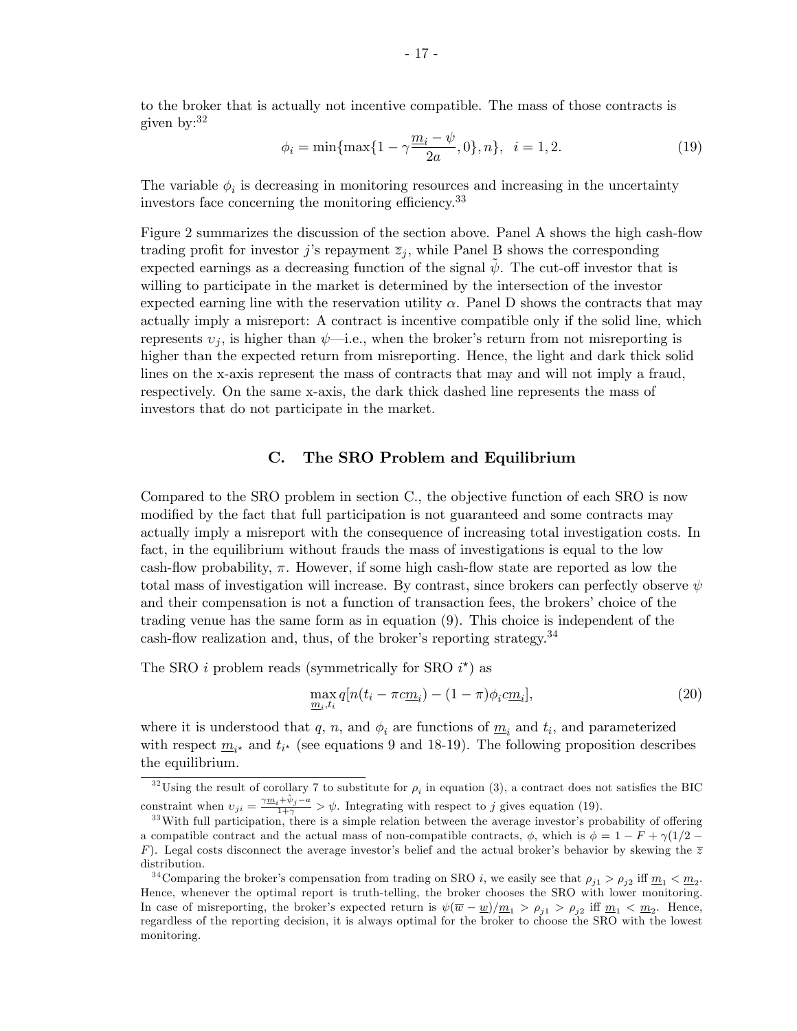to the broker that is actually not incentive compatible. The mass of those contracts is given by:[32]

$$\phi_i = \min\{\max\{1 - \gamma \frac{m_i - \psi}{2a}, 0\}, n\}, \quad i = 1, 2. \tag{19}$$

The variable $\phi_i$ is decreasing in monitoring resources and increasing in the uncertainty investors face concerning the monitoring efficiency.[33]

Figure 2 summarizes the discussion of the section above. Panel A shows the high cash-flow trading profit for investor $j$'s repayment $\overline{z}_j$, while Panel B shows the corresponding expected earnings as a decreasing function of the signal $\tilde{\psi}$. The cut-off investor that is willing to participate in the market is determined by the intersection of the investor expected earning line with the reservation utility $\alpha$. Panel D shows the contracts that may actually imply a misreport: A contract is incentive compatible only if the solid line, which represents $\upsilon_j$, is higher than $\psi$—i.e., when the broker's return from not misreporting is higher than the expected return from misreporting. Hence, the light and dark thick solid lines on the x-axis represent the mass of contracts that may and will not imply a fraud, respectively. On the same x-axis, the dark thick dashed line represents the mass of investors that do not participate in the market.

## C. The SRO Problem and Equilibrium

Compared to the SRO problem in section C., the objective function of each SRO is now modified by the fact that full participation is not guaranteed and some contracts may actually imply a misreport with the consequence of increasing total investigation costs. In fact, in the equilibrium without frauds the mass of investigations is equal to the low cash-flow probability, $\pi$. However, if some high cash-flow state are reported as low the total mass of investigation will increase. By contrast, since brokers can perfectly observe $\psi$ and their compensation is not a function of transaction fees, the brokers' choice of the trading venue has the same form as in equation (9). This choice is independent of the cash-flow realization and, thus, of the broker's reporting strategy.[34]

The SRO $i$ problem reads (symmetrically for SRO $i^\star$) as

$$\max_{\underline{m}_i, t_i} q[n(t_i - \pi c \underline{m}_i) - (1 - \pi)\phi_i c \underline{m}_i], \tag{20}$$

where it is understood that $q$, $n$, and $\phi_i$ are functions of $\underline{m}_i$ and $t_i$, and parameterized with respect $\underline{m}_{i^\star}$ and $t_{i^\star}$ (see equations 9 and 18-19). The following proposition describes the equilibrium.

---

[32] Using the result of corollary 7 to substitute for $\rho_i$ in equation (3), a contract does not satisfies the BIC constraint when $\upsilon_{ji} = \frac{\gamma \underline{m}_i + \tilde{\psi}_j - a}{1+\gamma} > \psi$. Integrating with respect to $j$ gives equation (19).

[33] With full participation, there is a simple relation between the average investor's probability of offering a compatible contract and the actual mass of non-compatible contracts, $\phi$, which is $\phi = 1 - F + \gamma(1/2 - F)$. Legal costs disconnect the average investor's belief and the actual broker's behavior by skewing the $\overline{z}$ distribution.

[34] Comparing the broker's compensation from trading on SRO $i$, we easily see that $\rho_{j1} > \rho_{j2}$ iff $\underline{m}_1 < \underline{m}_2$. Hence, whenever the optimal report is truth-telling, the broker chooses the SRO with lower monitoring. In case of misreporting, the broker's expected return is $\psi(\overline{w} - \underline{w})/\underline{m}_1 > \rho_{j1} > \rho_{j2}$ iff $\underline{m}_1 < \underline{m}_2$. Hence, regardless of the reporting decision, it is always optimal for the broker to choose the SRO with the lowest monitoring.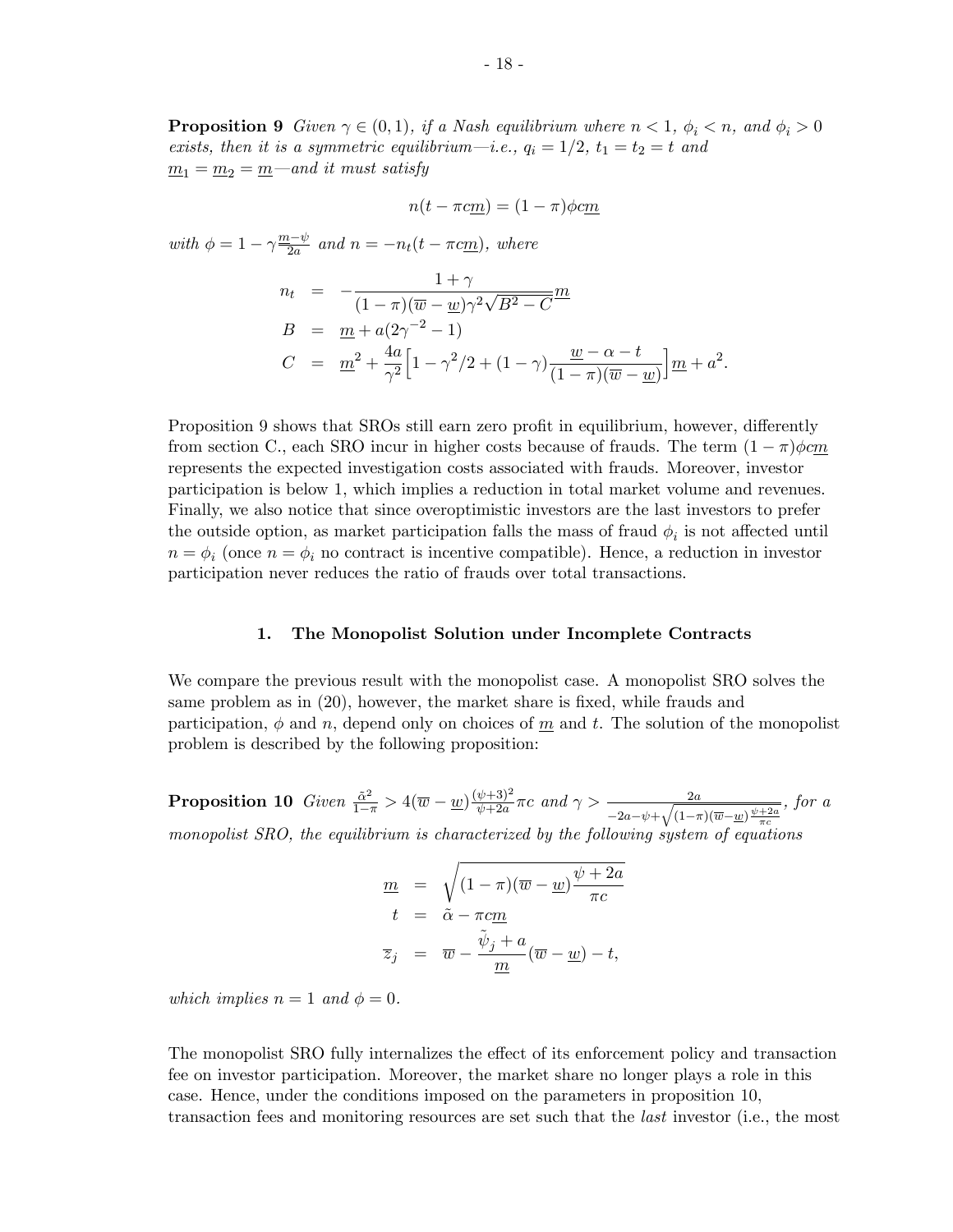**Proposition 9** *Given $\gamma \in (0,1)$, if a Nash equilibrium where $n < 1$, $\phi_i < n$, and $\phi_i > 0$ exists, then it is a symmetric equilibrium—i.e., $q_i = 1/2$, $t_1 = t_2 = t$ and $\underline{m}_1 = \underline{m}_2 = \underline{m}$—and it must satisfy*

$$n(t - \pi c\underline{m}) = (1-\pi)\phi c\underline{m}$$

*with $\phi = 1 - \gamma\frac{\underline{m}-\psi}{2a}$ and $n = -n_t(t - \pi c\underline{m})$, where*

$$\begin{aligned} n_t &= -\frac{1+\gamma}{(1-\pi)(\overline{w}-\underline{w})\gamma^2\sqrt{B^2-C}}\underline{m} \\ B &= \underline{m} + a(2\gamma^{-2} - 1) \\ C &= \underline{m}^2 + \frac{4a}{\gamma^2}\Big[1 - \gamma^2/2 + (1-\gamma)\frac{\underline{w} - \alpha - t}{(1-\pi)(\overline{w}-\underline{w})}\Big]\underline{m} + a^2. \end{aligned}$$

Proposition 9 shows that SROs still earn zero profit in equilibrium, however, differently from section C., each SRO incur in higher costs because of frauds. The term $(1-\pi)\phi c\underline{m}$ represents the expected investigation costs associated with frauds. Moreover, investor participation is below 1, which implies a reduction in total market volume and revenues. Finally, we also notice that since overoptimistic investors are the last investors to prefer the outside option, as market participation falls the mass of fraud $\phi_i$ is not affected until $n = \phi_i$ (once $n = \phi_i$ no contract is incentive compatible). Hence, a reduction in investor participation never reduces the ratio of frauds over total transactions.

### 1. The Monopolist Solution under Incomplete Contracts

We compare the previous result with the monopolist case. A monopolist SRO solves the same problem as in (20), however, the market share is fixed, while frauds and participation, $\phi$ and $n$, depend only on choices of $\underline{m}$ and $t$. The solution of the monopolist problem is described by the following proposition:

**Proposition 10** *Given $\frac{\tilde{\alpha}^2}{1-\pi} > 4(\overline{w}-\underline{w})\frac{(\psi+3)^2}{\psi+2a}\pi c$ and $\gamma > \frac{2a}{-2a-\psi+\sqrt{(1-\pi)(\overline{w}-\underline{w})\frac{\psi+2a}{\pi c}}}$, for a monopolist SRO, the equilibrium is characterized by the following system of equations*

$$\begin{aligned} \underline{m} &= \sqrt{(1-\pi)(\overline{w}-\underline{w})\frac{\psi+2a}{\pi c}} \\ t &= \tilde{\alpha} - \pi c\underline{m} \\ \overline{z}_j &= \overline{w} - \frac{\tilde{\psi}_j + a}{\underline{m}}(\overline{w}-\underline{w}) - t, \end{aligned}$$

*which implies $n = 1$ and $\phi = 0$.*

The monopolist SRO fully internalizes the effect of its enforcement policy and transaction fee on investor participation. Moreover, the market share no longer plays a role in this case. Hence, under the conditions imposed on the parameters in proposition 10, transaction fees and monitoring resources are set such that the *last* investor (i.e., the most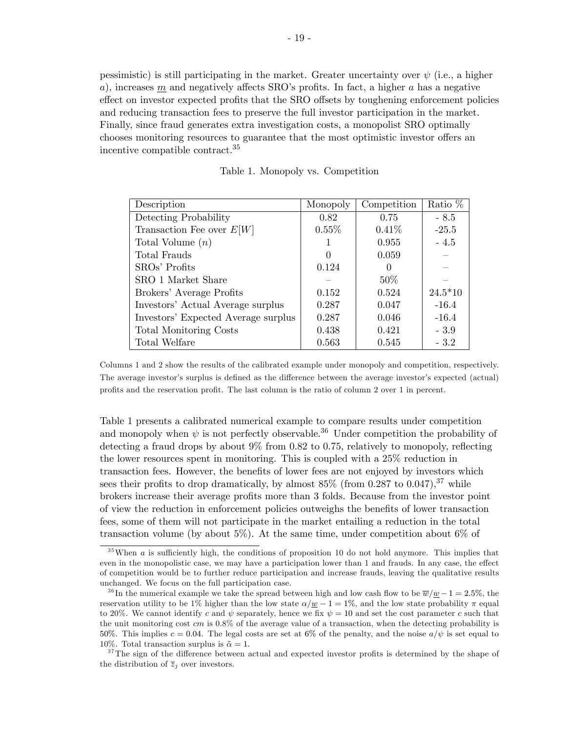pessimistic) is still participating in the market. Greater uncertainty over $\psi$ (i.e., a higher $a$), increases $\underline{m}$ and negatively affects SRO's profits. In fact, a higher $a$ has a negative effect on investor expected profits that the SRO offsets by toughening enforcement policies and reducing transaction fees to preserve the full investor participation in the market. Finally, since fraud generates extra investigation costs, a monopolist SRO optimally chooses monitoring resources to guarantee that the most optimistic investor offers an incentive compatible contract.[35]

Table 1. Monopoly vs. Competition

| Description | Monopoly | Competition | Ratio % |
|---|---|---|---|
| Detecting Probability | 0.82 | 0.75 | - 8.5 |
| Transaction Fee over $E[W]$ | 0.55% | 0.41% | -25.5 |
| Total Volume $(n)$ | 1 | 0.955 | - 4.5 |
| Total Frauds | 0 | 0.059 | – |
| SROs' Profits | 0.124 | 0 | – |
| SRO 1 Market Share | – | 50% | – |
| Brokers' Average Profits | 0.152 | 0.524 | 24.5*10 |
| Investors' Actual Average surplus | 0.287 | 0.047 | -16.4 |
| Investors' Expected Average surplus | 0.287 | 0.046 | -16.4 |
| Total Monitoring Costs | 0.438 | 0.421 | - 3.9 |
| Total Welfare | 0.563 | 0.545 | - 3.2 |

Columns 1 and 2 show the results of the calibrated example under monopoly and competition, respectively. The average investor's surplus is defined as the difference between the average investor's expected (actual) profits and the reservation profit. The last column is the ratio of column 2 over 1 in percent.

Table 1 presents a calibrated numerical example to compare results under competition and monopoly when $\psi$ is not perfectly observable.[36] Under competition the probability of detecting a fraud drops by about 9% from 0.82 to 0.75, relatively to monopoly, reflecting the lower resources spent in monitoring. This is coupled with a 25% reduction in transaction fees. However, the benefits of lower fees are not enjoyed by investors which sees their profits to drop dramatically, by almost 85% (from 0.287 to 0.047),[37] while brokers increase their average profits more than 3 folds. Because from the investor point of view the reduction in enforcement policies outweighs the benefits of lower transaction fees, some of them will not participate in the market entailing a reduction in the total transaction volume (by about 5%). At the same time, under competition about 6% of

[35] When $a$ is sufficiently high, the conditions of proposition 10 do not hold anymore. This implies that even in the monopolistic case, we may have a participation lower than 1 and frauds. In any case, the effect of competition would be to further reduce participation and increase frauds, leaving the qualitative results unchanged. We focus on the full participation case.

[36] In the numerical example we take the spread between high and low cash flow to be $\overline{w}/\underline{w} - 1 = 2.5\%$, the reservation utility to be 1% higher than the low state $\alpha/\underline{w} - 1 = 1\%$, and the low state probability $\pi$ equal to 20%. We cannot identify $c$ and $\psi$ separately, hence we fix $\psi = 10$ and set the cost parameter $c$ such that the unit monitoring cost $cm$ is 0.8% of the average value of a transaction, when the detecting probability is 50%. This implies $c = 0.04$. The legal costs are set at 6% of the penalty, and the noise $a/\psi$ is set equal to 10%. Total transaction surplus is $\tilde{\alpha} = 1$.

[37] The sign of the difference between actual and expected investor profits is determined by the shape of the distribution of $\overline{z}_j$ over investors.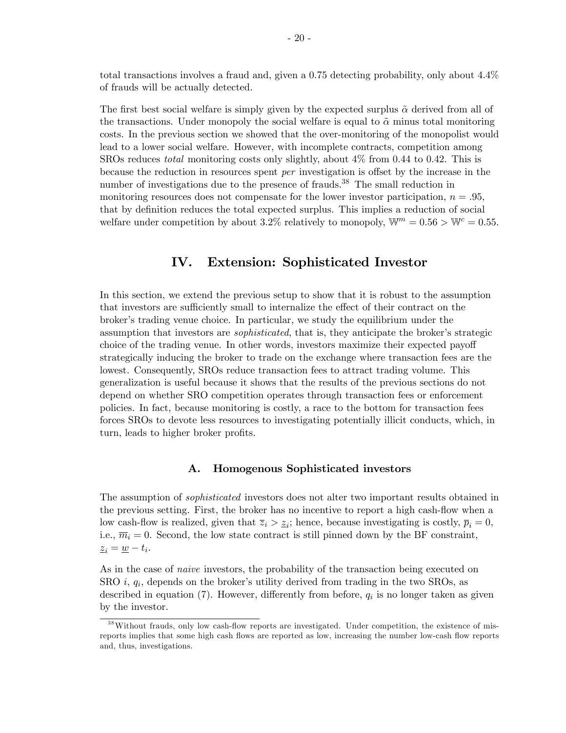total transactions involves a fraud and, given a 0.75 detecting probability, only about 4.4% of frauds will be actually detected.

The first best social welfare is simply given by the expected surplus $\tilde{\alpha}$ derived from all of the transactions. Under monopoly the social welfare is equal to $\tilde{\alpha}$ minus total monitoring costs. In the previous section we showed that the over-monitoring of the monopolist would lead to a lower social welfare. However, with incomplete contracts, competition among SROs reduces *total* monitoring costs only slightly, about 4% from 0.44 to 0.42. This is because the reduction in resources spent *per* investigation is offset by the increase in the number of investigations due to the presence of frauds.[38] The small reduction in monitoring resources does not compensate for the lower investor participation, $n = .95$, that by definition reduces the total expected surplus. This implies a reduction of social welfare under competition by about 3.2% relatively to monopoly, $\mathbb{W}^m = 0.56 > \mathbb{W}^c = 0.55$.

## IV. Extension: Sophisticated Investor

In this section, we extend the previous setup to show that it is robust to the assumption that investors are sufficiently small to internalize the effect of their contract on the broker's trading venue choice. In particular, we study the equilibrium under the assumption that investors are *sophisticated*, that is, they anticipate the broker's strategic choice of the trading venue. In other words, investors maximize their expected payoff strategically inducing the broker to trade on the exchange where transaction fees are the lowest. Consequently, SROs reduce transaction fees to attract trading volume. This generalization is useful because it shows that the results of the previous sections do not depend on whether SRO competition operates through transaction fees or enforcement policies. In fact, because monitoring is costly, a race to the bottom for transaction fees forces SROs to devote less resources to investigating potentially illicit conducts, which, in turn, leads to higher broker profits.

### A. Homogenous Sophisticated investors

The assumption of *sophisticated* investors does not alter two important results obtained in the previous setting. First, the broker has no incentive to report a high cash-flow when a low cash-flow is realized, given that $\overline{z}_i > \underline{z}_i$; hence, because investigating is costly, $\overline{p}_i = 0$, i.e., $\overline{m}_i = 0$. Second, the low state contract is still pinned down by the BF constraint, $\underline{z}_i = \underline{w} - t_i$.

As in the case of *naive* investors, the probability of the transaction being executed on SRO $i$, $q_i$, depends on the broker's utility derived from trading in the two SROs, as described in equation (7). However, differently from before, $q_i$ is no longer taken as given by the investor.

[38] Without frauds, only low cash-flow reports are investigated. Under competition, the existence of misreports implies that some high cash flows are reported as low, increasing the number low-cash flow reports and, thus, investigations.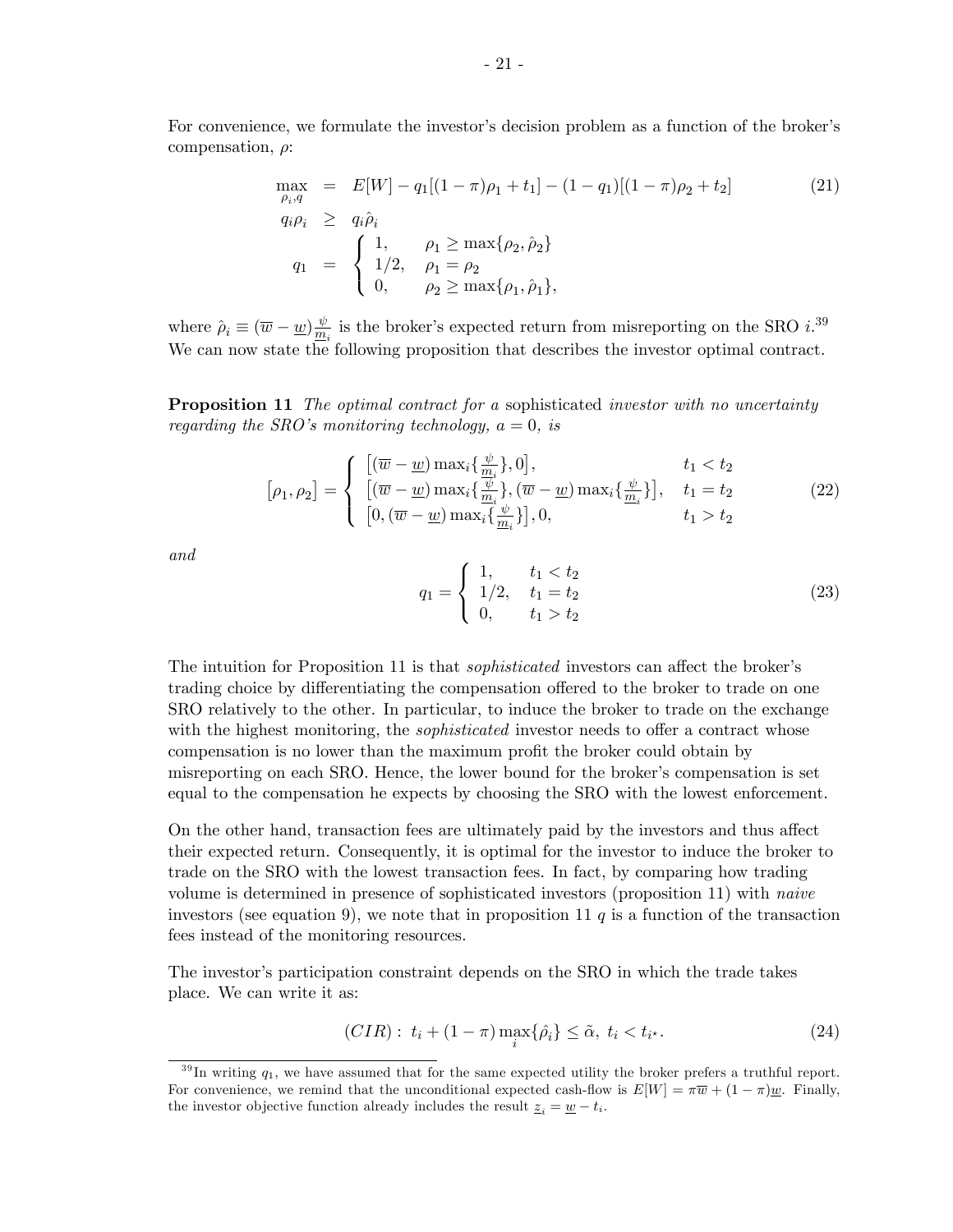For convenience, we formulate the investor's decision problem as a function of the broker's compensation, $\rho$:

$$
\begin{aligned}
\max_{\rho_i, q} &= E[W] - q_1[(1-\pi)\rho_1 + t_1] - (1-q_1)[(1-\pi)\rho_2 + t_2] \\
q_i\rho_i &\geq q_i\hat{\rho}_i \\
q_1 &= \begin{cases} 1, & \rho_1 \geq \max\{\rho_2, \hat{\rho}_2\} \\ 1/2, & \rho_1 = \rho_2 \\ 0, & \rho_2 \geq \max\{\rho_1, \hat{\rho}_1\}, \end{cases}
\end{aligned}
\tag{21}
$$

where $\hat{\rho}_i \equiv (\overline{w} - \underline{w})\frac{\psi}{\underline{m}_i}$ is the broker's expected return from misreporting on the SRO $i$.[39] We can now state the following proposition that describes the investor optimal contract.

**Proposition 11** *The optimal contract for a* sophisticated *investor with no uncertainty regarding the SRO's monitoring technology, $a = 0$, is*

$$
\left[\rho_1, \rho_2\right] = \begin{cases} \left[(\overline{w} - \underline{w})\max_i\{\frac{\psi}{\underline{m}_i}\}, 0\right], & t_1 < t_2 \\ \left[(\overline{w} - \underline{w})\max_i\{\frac{\psi}{\underline{m}_i}\}, (\overline{w} - \underline{w})\max_i\{\frac{\psi}{\underline{m}_i}\}\right], & t_1 = t_2 \\ \left[0, (\overline{w} - \underline{w})\max_i\{\frac{\psi}{\underline{m}_i}\}\right], 0, & t_1 > t_2 \end{cases}
\tag{22}
$$

*and*

$$
q_1 = \begin{cases} 1, & t_1 < t_2 \\ 1/2, & t_1 = t_2 \\ 0, & t_1 > t_2 \end{cases}
\tag{23}
$$

The intuition for Proposition 11 is that *sophisticated* investors can affect the broker's trading choice by differentiating the compensation offered to the broker to trade on one SRO relatively to the other. In particular, to induce the broker to trade on the exchange with the highest monitoring, the *sophisticated* investor needs to offer a contract whose compensation is no lower than the maximum profit the broker could obtain by misreporting on each SRO. Hence, the lower bound for the broker's compensation is set equal to the compensation he expects by choosing the SRO with the lowest enforcement.

On the other hand, transaction fees are ultimately paid by the investors and thus affect their expected return. Consequently, it is optimal for the investor to induce the broker to trade on the SRO with the lowest transaction fees. In fact, by comparing how trading volume is determined in presence of sophisticated investors (proposition 11) with *naive* investors (see equation 9), we note that in proposition 11 $q$ is a function of the transaction fees instead of the monitoring resources.

The investor's participation constraint depends on the SRO in which the trade takes place. We can write it as:

$$
(CIR): \ t_i + (1-\pi)\max_i\{\hat{\rho}_i\} \leq \tilde{\alpha}, \ t_i < t_{i^\star}.
\tag{24}
$$

[39] In writing $q_1$, we have assumed that for the same expected utility the broker prefers a truthful report. For convenience, we remind that the unconditional expected cash-flow is $E[W] = \pi\overline{w} + (1-\pi)\underline{w}$. Finally, the investor objective function already includes the result $\underline{z}_i = \underline{w} - t_i$.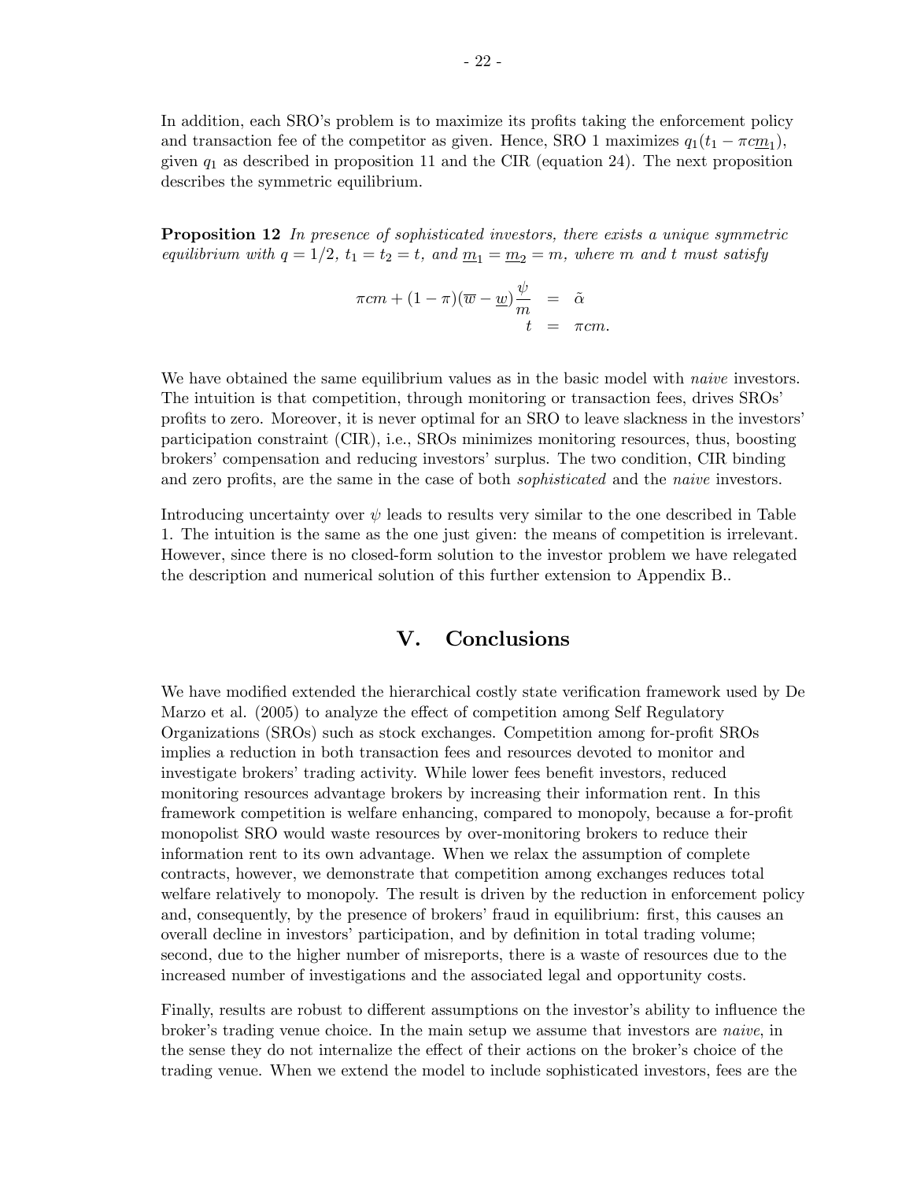In addition, each SRO's problem is to maximize its profits taking the enforcement policy and transaction fee of the competitor as given. Hence, SRO 1 maximizes $q_1(t_1 - \pi c \underline{m}_1)$, given $q_1$ as described in proposition 11 and the CIR (equation 24). The next proposition describes the symmetric equilibrium.

**Proposition 12** *In presence of sophisticated investors, there exists a unique symmetric equilibrium with $q = 1/2$, $t_1 = t_2 = t$, and $\underline{m}_1 = \underline{m}_2 = m$, where $m$ and $t$ must satisfy*

$$\begin{aligned} \pi c m + (1-\pi)(\overline{w} - \underline{w})\frac{\psi}{m} &= \tilde{\alpha} \\ t &= \pi c m. \end{aligned}$$

We have obtained the same equilibrium values as in the basic model with *naive* investors. The intuition is that competition, through monitoring or transaction fees, drives SROs' profits to zero. Moreover, it is never optimal for an SRO to leave slackness in the investors' participation constraint (CIR), i.e., SROs minimizes monitoring resources, thus, boosting brokers' compensation and reducing investors' surplus. The two condition, CIR binding and zero profits, are the same in the case of both *sophisticated* and the *naive* investors.

Introducing uncertainty over $\psi$ leads to results very similar to the one described in Table 1. The intuition is the same as the one just given: the means of competition is irrelevant. However, since there is no closed-form solution to the investor problem we have relegated the description and numerical solution of this further extension to Appendix B..

# V. Conclusions

We have modified extended the hierarchical costly state verification framework used by De Marzo et al. (2005) to analyze the effect of competition among Self Regulatory Organizations (SROs) such as stock exchanges. Competition among for-profit SROs implies a reduction in both transaction fees and resources devoted to monitor and investigate brokers' trading activity. While lower fees benefit investors, reduced monitoring resources advantage brokers by increasing their information rent. In this framework competition is welfare enhancing, compared to monopoly, because a for-profit monopolist SRO would waste resources by over-monitoring brokers to reduce their information rent to its own advantage. When we relax the assumption of complete contracts, however, we demonstrate that competition among exchanges reduces total welfare relatively to monopoly. The result is driven by the reduction in enforcement policy and, consequently, by the presence of brokers' fraud in equilibrium: first, this causes an overall decline in investors' participation, and by definition in total trading volume; second, due to the higher number of misreports, there is a waste of resources due to the increased number of investigations and the associated legal and opportunity costs.

Finally, results are robust to different assumptions on the investor's ability to influence the broker's trading venue choice. In the main setup we assume that investors are *naive*, in the sense they do not internalize the effect of their actions on the broker's choice of the trading venue. When we extend the model to include sophisticated investors, fees are the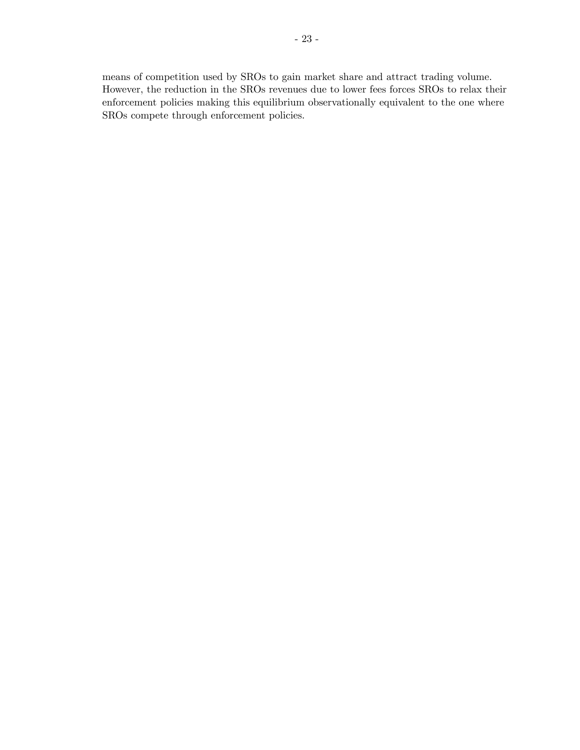means of competition used by SROs to gain market share and attract trading volume. However, the reduction in the SROs revenues due to lower fees forces SROs to relax their enforcement policies making this equilibrium observationally equivalent to the one where SROs compete through enforcement policies.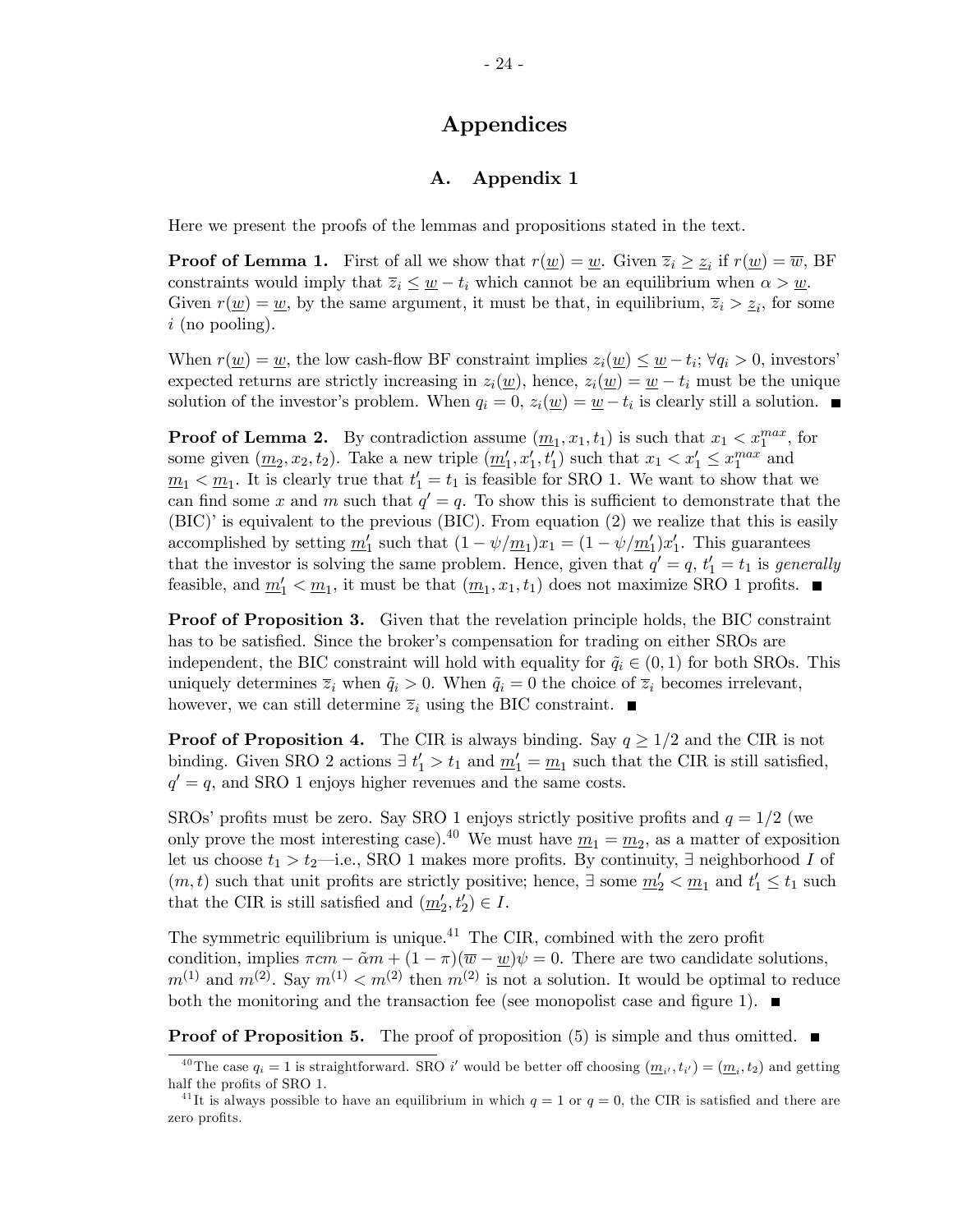# Appendices

## A. Appendix 1

Here we present the proofs of the lemmas and propositions stated in the text.

**Proof of Lemma 1.** First of all we show that $r(\underline{w}) = \underline{w}$. Given $\overline{z}_i \geq \underline{z}_i$ if $r(\underline{w}) = \overline{w}$, BF constraints would imply that $\overline{z}_i \leq \underline{w} - t_i$ which cannot be an equilibrium when $\alpha > \underline{w}$. Given $r(\underline{w}) = \underline{w}$, by the same argument, it must be that, in equilibrium, $\overline{z}_i > \underline{z}_i$, for some $i$ (no pooling).

When $r(\underline{w}) = \underline{w}$, the low cash-flow BF constraint implies $z_i(\underline{w}) \leq \underline{w} - t_i$; $\forall q_i > 0$, investors' expected returns are strictly increasing in $z_i(\underline{w})$, hence, $z_i(\underline{w}) = \underline{w} - t_i$ must be the unique solution of the investor's problem. When $q_i = 0$, $z_i(\underline{w}) = \underline{w} - t_i$ is clearly still a solution. ■

**Proof of Lemma 2.** By contradiction assume $(\underline{m}_1, x_1, t_1)$ is such that $x_1 < x_1^{max}$, for some given $(\underline{m}_2, x_2, t_2)$. Take a new triple $(\underline{m}_1', x_1', t_1')$ such that $x_1 < x_1' \leq x_1^{max}$ and $\underline{m}_1 < \underline{m}_1$. It is clearly true that $t_1' = t_1$ is feasible for SRO 1. We want to show that we can find some $x$ and $m$ such that $q' = q$. To show this is sufficient to demonstrate that the (BIC)' is equivalent to the previous (BIC). From equation (2) we realize that this is easily accomplished by setting $\underline{m}_1'$ such that $(1 - \psi/\underline{m}_1)x_1 = (1 - \psi/\underline{m}_1')x_1'$. This guarantees that the investor is solving the same problem. Hence, given that $q' = q$, $t_1' = t_1$ is *generally* feasible, and $\underline{m}_1' < \underline{m}_1$, it must be that $(\underline{m}_1, x_1, t_1)$ does not maximize SRO 1 profits. ■

**Proof of Proposition 3.** Given that the revelation principle holds, the BIC constraint has to be satisfied. Since the broker's compensation for trading on either SROs are independent, the BIC constraint will hold with equality for $\tilde{q}_i \in (0, 1)$ for both SROs. This uniquely determines $\overline{z}_i$ when $\tilde{q}_i > 0$. When $\tilde{q}_i = 0$ the choice of $\overline{z}_i$ becomes irrelevant, however, we can still determine $\overline{z}_i$ using the BIC constraint. ■

**Proof of Proposition 4.** The CIR is always binding. Say $q \geq 1/2$ and the CIR is not binding. Given SRO 2 actions $\exists\ t_1' > t_1$ and $\underline{m}_1' = \underline{m}_1$ such that the CIR is still satisfied, $q' = q$, and SRO 1 enjoys higher revenues and the same costs.

SROs' profits must be zero. Say SRO 1 enjoys strictly positive profits and $q = 1/2$ (we only prove the most interesting case).[40] We must have $\underline{m}_1 = \underline{m}_2$, as a matter of exposition let us choose $t_1 > t_2$—i.e., SRO 1 makes more profits. By continuity, $\exists$ neighborhood $I$ of $(m, t)$ such that unit profits are strictly positive; hence, $\exists$ some $\underline{m}_2' < \underline{m}_1$ and $t_1' \leq t_1$ such that the CIR is still satisfied and $(\underline{m}_2', t_2') \in I$.

The symmetric equilibrium is unique.[41] The CIR, combined with the zero profit condition, implies $\pi cm - \tilde{\alpha}m + (1 - \pi)(\overline{w} - \underline{w})\psi = 0$. There are two candidate solutions, $m^{(1)}$ and $m^{(2)}$. Say $m^{(1)} < m^{(2)}$ then $m^{(2)}$ is not a solution. It would be optimal to reduce both the monitoring and the transaction fee (see monopolist case and figure 1). ■

**Proof of Proposition 5.** The proof of proposition (5) is simple and thus omitted. ■

[40] The case $q_i = 1$ is straightforward. SRO $i'$ would be better off choosing $(\underline{m}_{i'}, t_{i'}) = (\underline{m}_i, t_2)$ and getting half the profits of SRO 1.

[41] It is always possible to have an equilibrium in which $q = 1$ or $q = 0$, the CIR is satisfied and there are zero profits.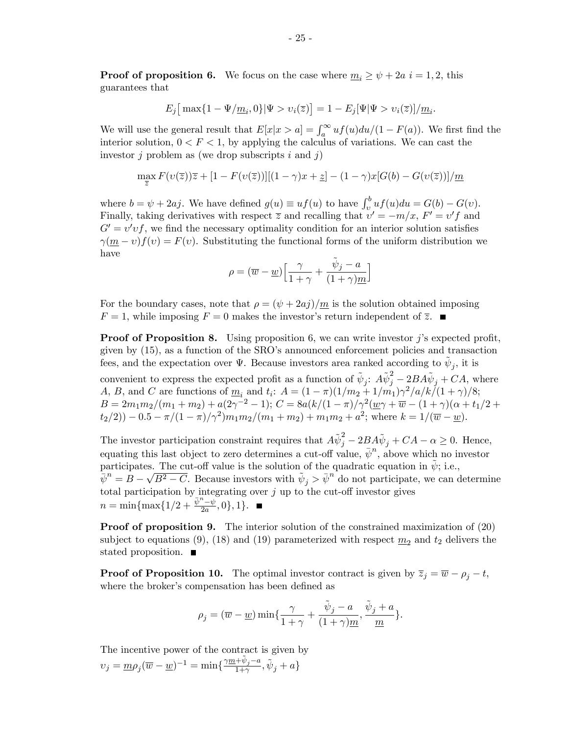**Proof of proposition 6.** We focus on the case where $\underline{m}_i \geq \psi + 2a$ $i = 1, 2$, this guarantees that

$$E_j\big[\max\{1 - \Psi/\underline{m}_i, 0\}|\Psi > \upsilon_i(\overline{z})\big] = 1 - E_j[\Psi|\Psi > \upsilon_i(\overline{z})]/\underline{m}_i.$$

We will use the general result that $E[x|x > a] = \int_a^\infty uf(u)du/(1 - F(a))$. We first find the interior solution, $0 < F < 1$, by applying the calculus of variations. We can cast the investor $j$ problem as (we drop subscripts $i$ and $j$)

$$\max_{\overline{z}} F(\upsilon(\overline{z}))\overline{z} + [1 - F(\upsilon(\overline{z}))][(1-\gamma)x + \underline{z}] - (1-\gamma)x[G(b) - G(\upsilon(\overline{z}))]/\underline{m}$$

where $b = \psi + 2aj$. We have defined $g(u) \equiv uf(u)$ to have $\int_\upsilon^b uf(u)du = G(b) - G(\upsilon)$. Finally, taking derivatives with respect $\overline{z}$ and recalling that $\upsilon' = -m/x$, $F' = \upsilon' f$ and $G' = \upsilon' \upsilon f$, we find the necessary optimality condition for an interior solution satisfies $\gamma(\underline{m} - \upsilon)f(\upsilon) = F(\upsilon)$. Substituting the functional forms of the uniform distribution we have

$$\rho = (\overline{w} - \underline{w})\Big[\frac{\gamma}{1+\gamma} + \frac{\tilde{\psi}_j - a}{(1+\gamma)\underline{m}}\Big]$$

For the boundary cases, note that $\rho = (\psi + 2aj)/\underline{m}$ is the solution obtained imposing $F = 1$, while imposing $F = 0$ makes the investor's return independent of $\overline{z}$. ■

**Proof of Proposition 8.** Using proposition 6, we can write investor $j$'s expected profit, given by (15), as a function of the SRO's announced enforcement policies and transaction fees, and the expectation over $\Psi$. Because investors area ranked according to $\tilde{\psi}_j$, it is convenient to express the expected profit as a function of $\tilde{\psi}_j$: $A\tilde{\psi}_j^2 - 2BA\tilde{\psi}_j + CA$, where $A$, $B$, and $C$ are functions of $\underline{m}_i$ and $t_i$: $A = (1-\pi)(1/m_2 + 1/m_1)\gamma^2/a/k/(1+\gamma)/8$; $B = 2m_1m_2/(m_1 + m_2) + a(2\gamma^{-2} - 1)$; $C = 8a(k/(1-\pi)/\gamma^2(\underline{w}\gamma + \overline{w} - (1+\gamma)(\alpha + t_1/2 + t_2/2)) - 0.5 - \pi/(1-\pi)/\gamma^2)m_1m_2/(m_1+m_2) + m_1m_2 + a^2$; where $k = 1/(\overline{w} - \underline{w})$.

The investor participation constraint requires that $A\tilde{\psi}_j^2 - 2BA\tilde{\psi}_j + CA - \alpha \geq 0$. Hence, equating this last object to zero determines a cut-off value, $\bar{\psi}^n$, above which no investor participates. The cut-off value is the solution of the quadratic equation in $\tilde{\psi}$; i.e., $\bar{\psi}^n = B - \sqrt{B^2 - C}$. Because investors with $\tilde{\psi}_j > \bar{\psi}^n$ do not participate, we can determine total participation by integrating over $j$ up to the cut-off investor gives $n = \min\{\max\{1/2 + \frac{\bar{\psi}^n - \psi}{2a}, 0\}, 1\}$. ■

**Proof of proposition 9.** The interior solution of the constrained maximization of (20) subject to equations (9), (18) and (19) parameterized with respect $\underline{m}_2$ and $t_2$ delivers the stated proposition. ■

**Proof of Proposition 10.** The optimal investor contract is given by $\overline{z}_j = \overline{w} - \rho_j - t$, where the broker's compensation has been defined as

$$\rho_j = (\overline{w} - \underline{w})\min\{\frac{\gamma}{1+\gamma} + \frac{\tilde{\psi}_j - a}{(1+\gamma)\underline{m}}, \frac{\tilde{\psi}_j + a}{\underline{m}}\}.$$

The incentive power of the contract is given by $\upsilon_j = \underline{m}\rho_j(\overline{w} - \underline{w})^{-1} = \min\{\frac{\gamma\underline{m} + \tilde{\psi}_j - a}{1+\gamma}, \tilde{\psi}_j + a\}$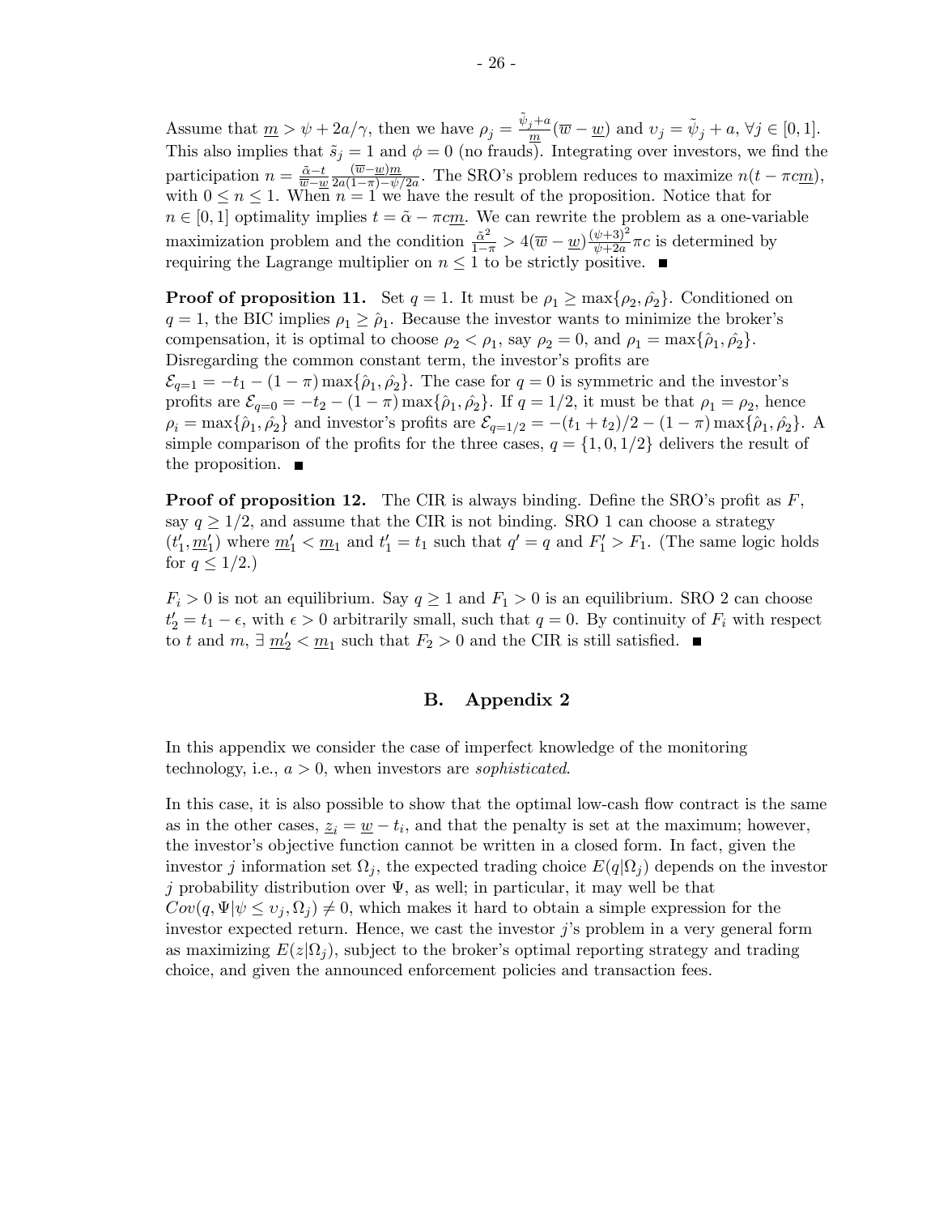Assume that $\underline{m} > \psi + 2a/\gamma$, then we have $\rho_j = \frac{\tilde{\psi}_j + a}{\underline{m}}(\overline{w} - \underline{w})$ and $\upsilon_j = \tilde{\psi}_j + a$, $\forall j \in [0,1]$. This also implies that $\tilde{s}_j = 1$ and $\phi = 0$ (no frauds). Integrating over investors, we find the participation $n = \frac{\tilde{\alpha} - t}{\overline{w} - \underline{w}} \frac{(\overline{w} - \underline{w})m}{2a(1-\pi) - \psi/2a}$. The SRO's problem reduces to maximize $n(t - \pi c\underline{m})$, with $0 \leq n \leq 1$. When $n = 1$ we have the result of the proposition. Notice that for $n \in [0,1]$ optimality implies $t = \tilde{\alpha} - \pi c\underline{m}$. We can rewrite the problem as a one-variable maximization problem and the condition $\frac{\tilde{\alpha}^2}{1-\pi} > 4(\overline{w} - \underline{w})\frac{(\psi+3)^2}{\psi + 2a}\pi c$ is determined by requiring the Lagrange multiplier on $n \leq 1$ to be strictly positive. ■

**Proof of proposition 11.** Set $q = 1$. It must be $\rho_1 \geq \max\{\rho_2, \hat{\rho}_2\}$. Conditioned on $q = 1$, the BIC implies $\rho_1 \geq \hat{\rho}_1$. Because the investor wants to minimize the broker's compensation, it is optimal to choose $\rho_2 < \rho_1$, say $\rho_2 = 0$, and $\rho_1 = \max\{\hat{\rho}_1, \hat{\rho}_2\}$. Disregarding the common constant term, the investor's profits are $\mathcal{E}_{q=1} = -t_1 - (1-\pi)\max\{\hat{\rho}_1, \hat{\rho}_2\}$. The case for $q = 0$ is symmetric and the investor's profits are $\mathcal{E}_{q=0} = -t_2 - (1-\pi)\max\{\hat{\rho}_1, \hat{\rho}_2\}$. If $q = 1/2$, it must be that $\rho_1 = \rho_2$, hence $\rho_i = \max\{\hat{\rho}_1, \hat{\rho}_2\}$ and investor's profits are $\mathcal{E}_{q=1/2} = -(t_1 + t_2)/2 - (1-\pi)\max\{\hat{\rho}_1, \hat{\rho}_2\}$. A simple comparison of the profits for the three cases, $q = \{1, 0, 1/2\}$ delivers the result of the proposition. ■

**Proof of proposition 12.** The CIR is always binding. Define the SRO's profit as $F$, say $q \geq 1/2$, and assume that the CIR is not binding. SRO 1 can choose a strategy $(t'_1, \underline{m}'_1)$ where $\underline{m}'_1 < \underline{m}_1$ and $t'_1 = t_1$ such that $q' = q$ and $F'_1 > F_1$. (The same logic holds for $q \leq 1/2$.)

$F_i > 0$ is not an equilibrium. Say $q \geq 1$ and $F_1 > 0$ is an equilibrium. SRO 2 can choose $t'_2 = t_1 - \epsilon$, with $\epsilon > 0$ arbitrarily small, such that $q = 0$. By continuity of $F_i$ with respect to $t$ and $m$, $\exists\ \underline{m}'_2 < \underline{m}_1$ such that $F_2 > 0$ and the CIR is still satisfied. ■

## B. Appendix 2

In this appendix we consider the case of imperfect knowledge of the monitoring technology, i.e., $a > 0$, when investors are *sophisticated*.

In this case, it is also possible to show that the optimal low-cash flow contract is the same as in the other cases, $\underline{z}_i = \underline{w} - t_i$, and that the penalty is set at the maximum; however, the investor's objective function cannot be written in a closed form. In fact, given the investor $j$ information set $\Omega_j$, the expected trading choice $E(q|\Omega_j)$ depends on the investor $j$ probability distribution over $\Psi$, as well; in particular, it may well be that $Cov(q, \Psi|\psi \leq \upsilon_j, \Omega_j) \neq 0$, which makes it hard to obtain a simple expression for the investor expected return. Hence, we cast the investor $j$'s problem in a very general form as maximizing $E(z|\Omega_j)$, subject to the broker's optimal reporting strategy and trading choice, and given the announced enforcement policies and transaction fees.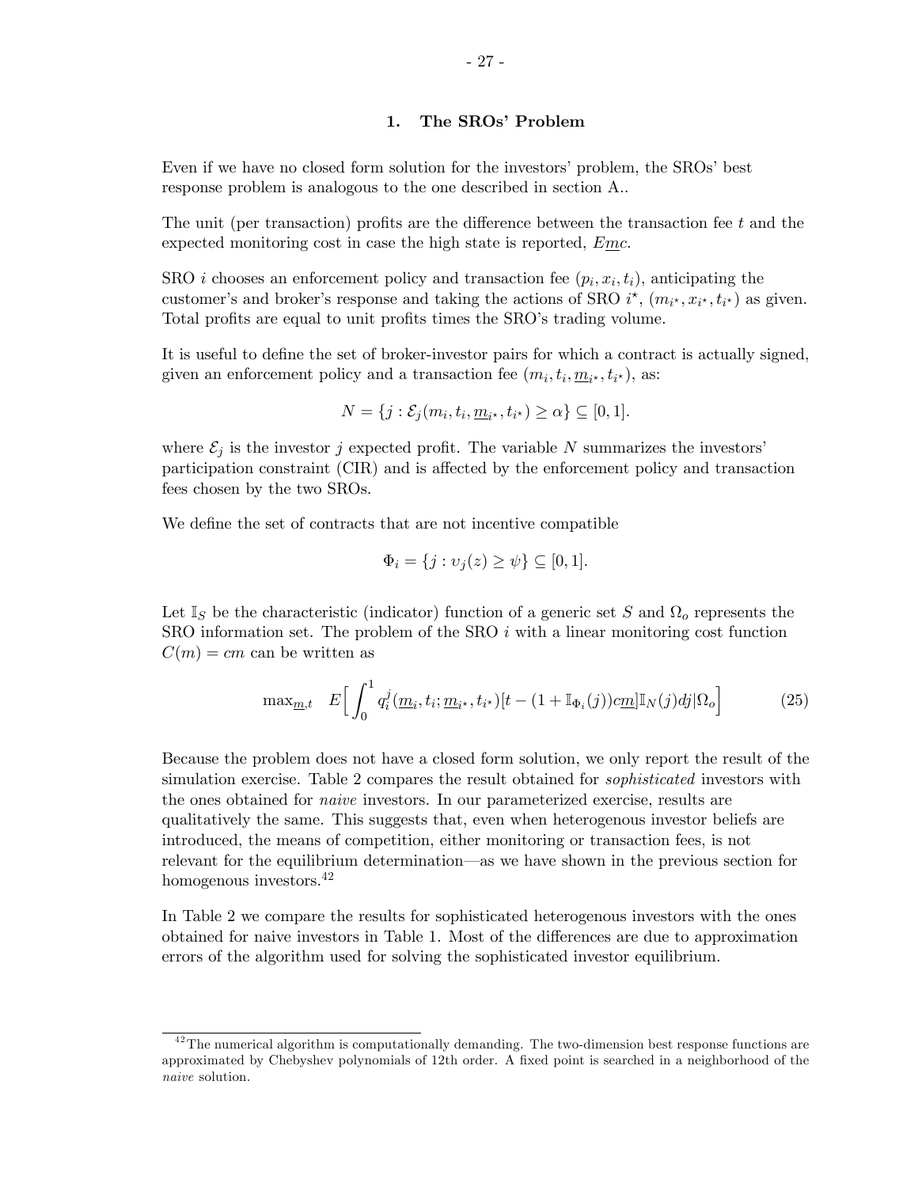### 1. The SROs' Problem

Even if we have no closed form solution for the investors' problem, the SROs' best response problem is analogous to the one described in section A..

The unit (per transaction) profits are the difference between the transaction fee $t$ and the expected monitoring cost in case the high state is reported, $E\underline{m}c$.

SRO $i$ chooses an enforcement policy and transaction fee $(p_i, x_i, t_i)$, anticipating the customer's and broker's response and taking the actions of SRO $i^\star$, $(m_{i^\star}, x_{i^\star}, t_{i^\star})$ as given. Total profits are equal to unit profits times the SRO's trading volume.

It is useful to define the set of broker-investor pairs for which a contract is actually signed, given an enforcement policy and a transaction fee $(m_i, t_i, \underline{m}_{i^\star}, t_{i^\star})$, as:

$$N = \{j : \mathcal{E}_j(m_i, t_i, \underline{m}_{i^\star}, t_{i^\star}) \geq \alpha\} \subseteq [0, 1].$$

where $\mathcal{E}_j$ is the investor $j$ expected profit. The variable $N$ summarizes the investors' participation constraint (CIR) and is affected by the enforcement policy and transaction fees chosen by the two SROs.

We define the set of contracts that are not incentive compatible

$$\Phi_i = \{j : \upsilon_j(z) \geq \psi\} \subseteq [0, 1].$$

Let $\mathbb{I}_S$ be the characteristic (indicator) function of a generic set $S$ and $\Omega_o$ represents the SRO information set. The problem of the SRO $i$ with a linear monitoring cost function $C(m) = cm$ can be written as

$$\max_{\underline{m},t} \quad E\Big[\int_0^1 q_i^j(\underline{m}_i, t_i; \underline{m}_{i^\star}, t_{i^\star})[t - (1 + \mathbb{I}_{\Phi_i}(j))c\underline{m}]\mathbb{I}_N(j)dj|\Omega_o\Big] \tag{25}$$

Because the problem does not have a closed form solution, we only report the result of the simulation exercise. Table 2 compares the result obtained for *sophisticated* investors with the ones obtained for *naive* investors. In our parameterized exercise, results are qualitatively the same. This suggests that, even when heterogenous investor beliefs are introduced, the means of competition, either monitoring or transaction fees, is not relevant for the equilibrium determination—as we have shown in the previous section for homogenous investors.[42]

In Table 2 we compare the results for sophisticated heterogenous investors with the ones obtained for naive investors in Table 1. Most of the differences are due to approximation errors of the algorithm used for solving the sophisticated investor equilibrium.

---

[42] The numerical algorithm is computationally demanding. The two-dimension best response functions are approximated by Chebyshev polynomials of 12th order. A fixed point is searched in a neighborhood of the *naive* solution.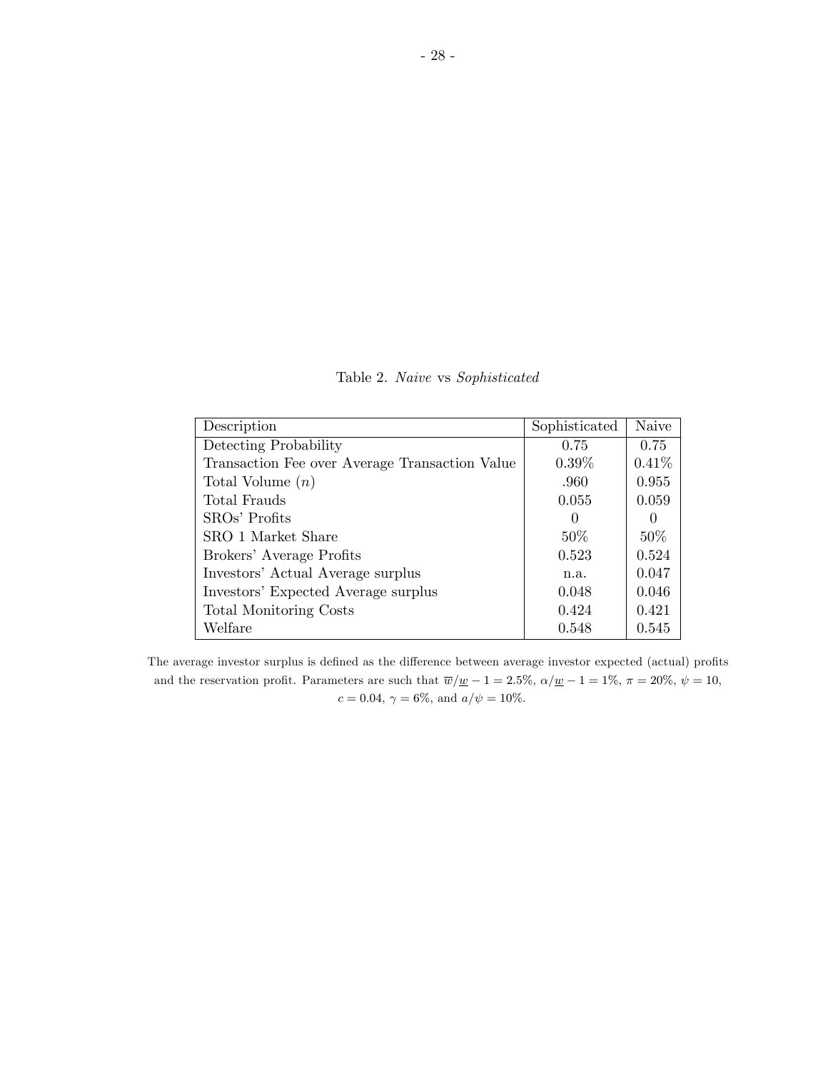Table 2. *Naive* vs *Sophisticated*

| Description | Sophisticated | Naive |
|---|---|---|
| Detecting Probability | 0.75 | 0.75 |
| Transaction Fee over Average Transaction Value | 0.39% | 0.41% |
| Total Volume ($n$) | .960 | 0.955 |
| Total Frauds | 0.055 | 0.059 |
| SROs' Profits | 0 | 0 |
| SRO 1 Market Share | 50% | 50% |
| Brokers' Average Profits | 0.523 | 0.524 |
| Investors' Actual Average surplus | n.a. | 0.047 |
| Investors' Expected Average surplus | 0.048 | 0.046 |
| Total Monitoring Costs | 0.424 | 0.421 |
| Welfare | 0.548 | 0.545 |

The average investor surplus is defined as the difference between average investor expected (actual) profits and the reservation profit. Parameters are such that $\overline{w}/\underline{w} - 1 = 2.5\%$, $\alpha/\underline{w} - 1 = 1\%$, $\pi = 20\%$, $\psi = 10$, $c = 0.04$, $\gamma = 6\%$, and $a/\psi = 10\%$.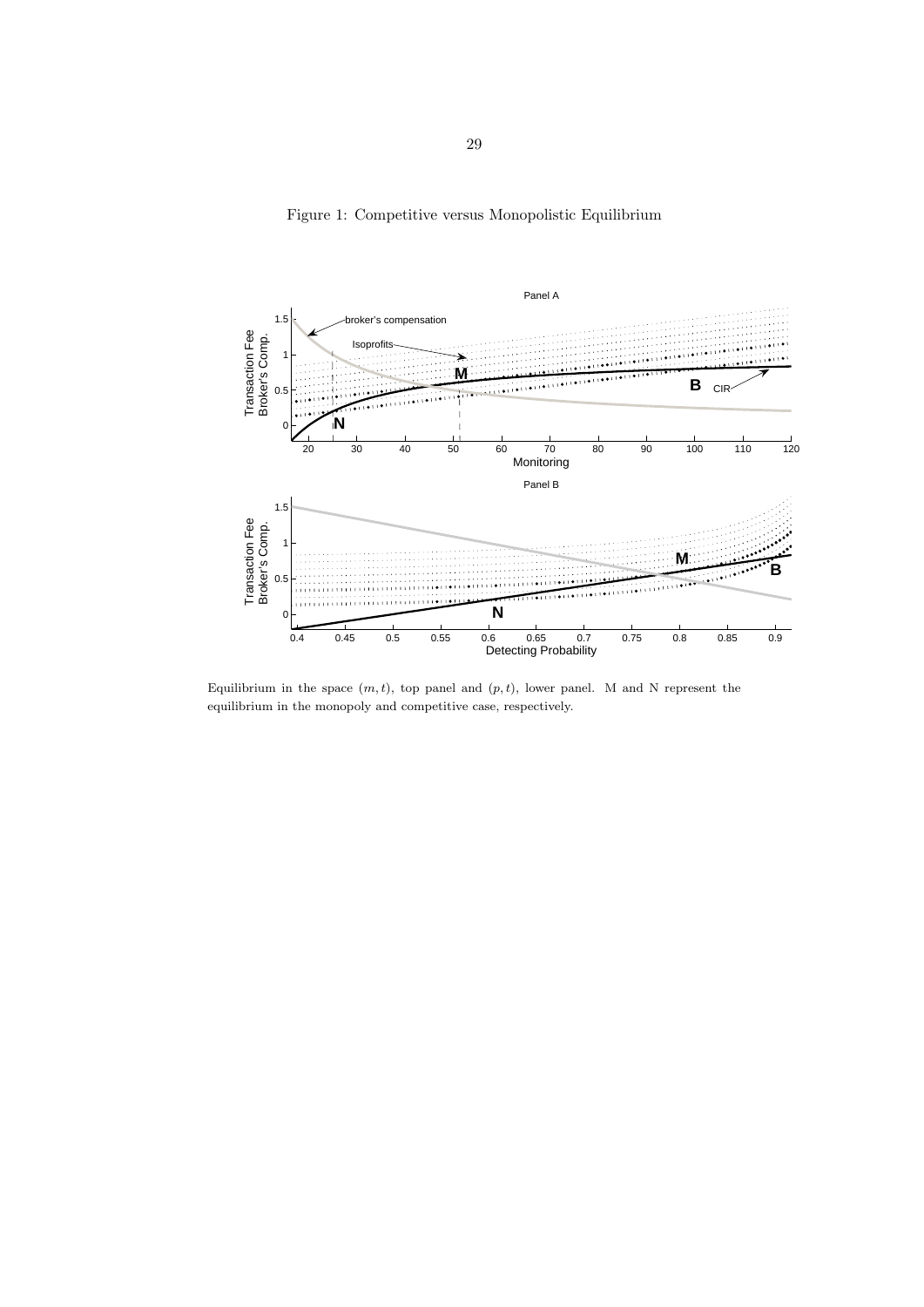Figure 1: Competitive versus Monopolistic Equilibrium

Equilibrium in the space $(m, t)$, top panel and $(p, t)$, lower panel. M and N represent the equilibrium in the monopoly and competitive case, respectively.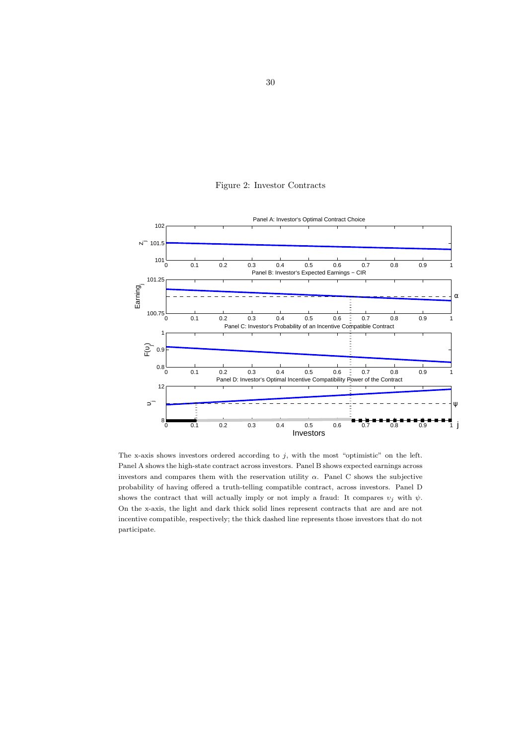Figure 2: Investor Contracts

Panel A: Investor's Optimal Contract Choice

$z_j$

102

101.5

101

0 0.1 0.2 0.3 0.4 0.5 0.6 0.7 0.8 0.9 1

Panel B: Investor's Expected Earnings − CIR

$\text{Earning}_j$

101.25

100.75

α

0 0.1 0.2 0.3 0.4 0.5 0.6 0.7 0.8 0.9 1

Panel C: Investor's Probability of an Incentive Compatible Contract

$F(\upsilon_j)$

1

0.9

0.8

0 0.1 0.2 0.3 0.4 0.5 0.6 0.7 0.8 0.9 1

Panel D: Investor's Optimal Incentive Compatibility Power of the Contract

$\upsilon_j$

12

8

ψ

0 0.1 0.2 0.3 0.4 0.5 0.6 0.7 0.8 0.9 1 j

Investors

The x-axis shows investors ordered according to $j$, with the most "optimistic" on the left. Panel A shows the high-state contract across investors. Panel B shows expected earnings across investors and compares them with the reservation utility $\alpha$. Panel C shows the subjective probability of having offered a truth-telling compatible contract, across investors. Panel D shows the contract that will actually imply or not imply a fraud: It compares $\upsilon_j$ with $\psi$. On the x-axis, the light and dark thick solid lines represent contracts that are and are not incentive compatible, respectively; the thick dashed line represents those investors that do not participate.